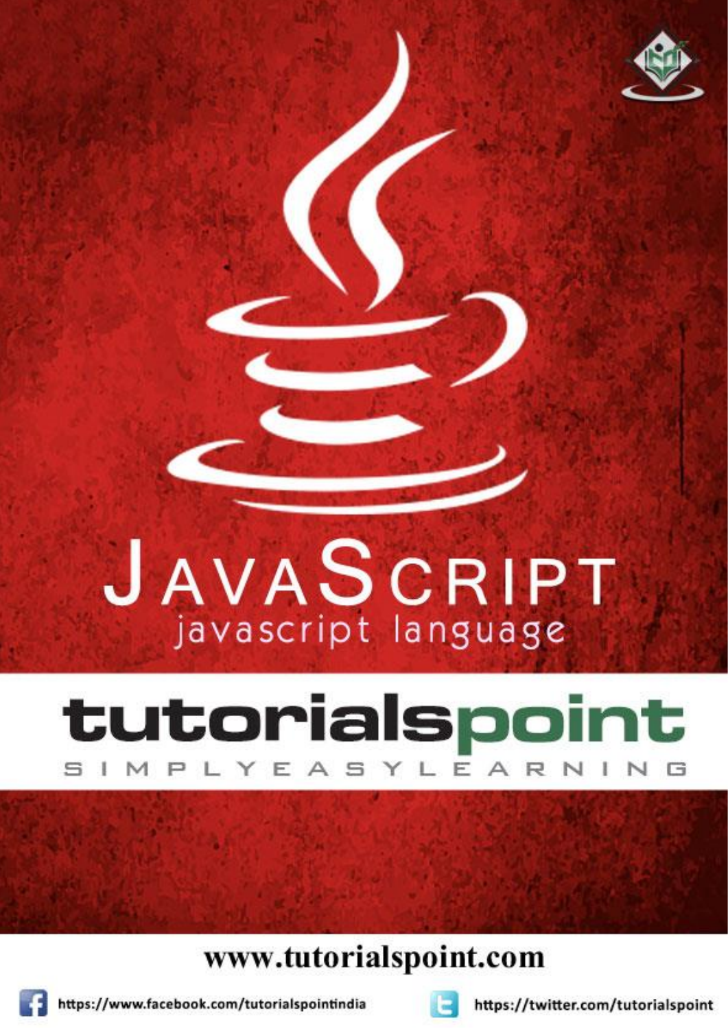# JavaScript

javascript language

tutorialspoint

SIMPLYEASYLEARNING

www.tutorialspoint.com

https://www.facebook.com/tutorialspointindia

https://twitter.com/tutorialspoint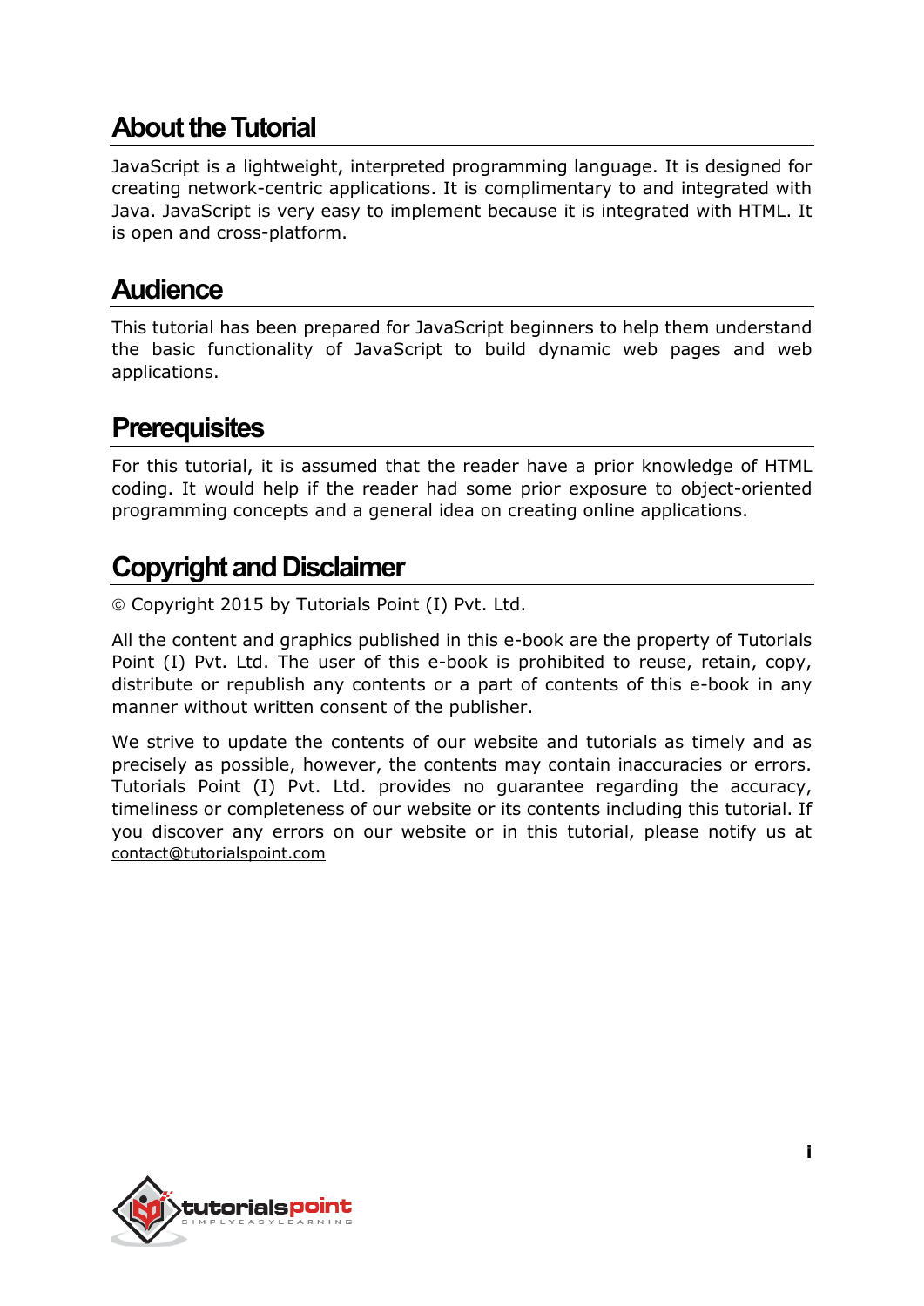# About the Tutorial

JavaScript is a lightweight, interpreted programming language. It is designed for creating network-centric applications. It is complimentary to and integrated with Java. JavaScript is very easy to implement because it is integrated with HTML. It is open and cross-platform.

# Audience

This tutorial has been prepared for JavaScript beginners to help them understand the basic functionality of JavaScript to build dynamic web pages and web applications.

# Prerequisites

For this tutorial, it is assumed that the reader have a prior knowledge of HTML coding. It would help if the reader had some prior exposure to object-oriented programming concepts and a general idea on creating online applications.

# Copyright and Disclaimer

© Copyright 2015 by Tutorials Point (I) Pvt. Ltd.

All the content and graphics published in this e-book are the property of Tutorials Point (I) Pvt. Ltd. The user of this e-book is prohibited to reuse, retain, copy, distribute or republish any contents or a part of contents of this e-book in any manner without written consent of the publisher.

We strive to update the contents of our website and tutorials as timely and as precisely as possible, however, the contents may contain inaccuracies or errors. Tutorials Point (I) Pvt. Ltd. provides no guarantee regarding the accuracy, timeliness or completeness of our website or its contents including this tutorial. If you discover any errors on our website or in this tutorial, please notify us at contact@tutorialspoint.com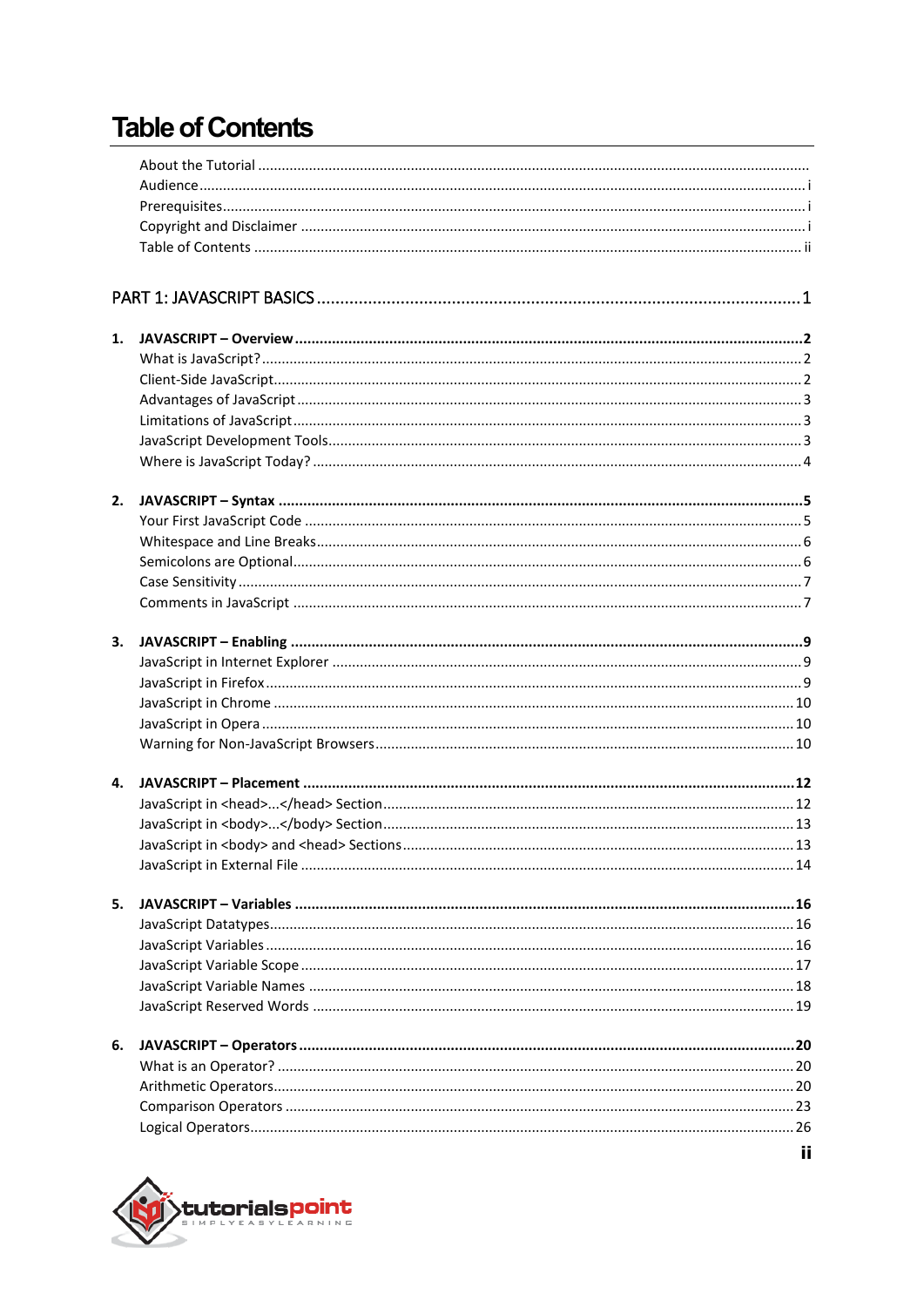# Table of Contents

About the Tutorial .......................................................................................................................................

Audience........................................................................................................................................ i

Prerequisites.................................................................................................................................. i

Copyright and Disclaimer ............................................................................................................... i

Table of Contents ......................................................................................................................... ii

PART 1: JAVASCRIPT BASICS ........................................................................................................ 1

**1. JAVASCRIPT – Overview ............................................................................................................ 2**

What is JavaScript?........................................................................................................................ 2

Client-Side JavaScript..................................................................................................................... 2

Advantages of JavaScript ............................................................................................................... 3

Limitations of JavaScript ................................................................................................................ 3

JavaScript Development Tools....................................................................................................... 3

Where is JavaScript Today? ........................................................................................................... 4

**2. JAVASCRIPT – Syntax ................................................................................................................. 5**

Your First JavaScript Code ............................................................................................................. 5

Whitespace and Line Breaks.......................................................................................................... 6

Semicolons are Optional................................................................................................................ 6

Case Sensitivity .............................................................................................................................. 7

Comments in JavaScript ................................................................................................................ 7

**3. JAVASCRIPT – Enabling ............................................................................................................. 9**

JavaScript in Internet Explorer ...................................................................................................... 9

JavaScript in Firefox ....................................................................................................................... 9

JavaScript in Chrome ................................................................................................................... 10

JavaScript in Opera ...................................................................................................................... 10

Warning for Non-JavaScript Browsers......................................................................................... 10

**4. JAVASCRIPT – Placement ........................................................................................................ 12**

JavaScript in <head>...</head> Section ....................................................................................... 12

JavaScript in <body>...</body> Section ....................................................................................... 13

JavaScript in <body> and <head> Sections .................................................................................. 13

JavaScript in External File ........................................................................................................... 14

**5. JAVASCRIPT – Variables .......................................................................................................... 16**

JavaScript Datatypes.................................................................................................................... 16

JavaScript Variables ..................................................................................................................... 16

JavaScript Variable Scope ........................................................................................................... 17

JavaScript Variable Names ......................................................................................................... 18

JavaScript Reserved Words ......................................................................................................... 19

**6. JAVASCRIPT – Operators ........................................................................................................ 20**

What is an Operator? .................................................................................................................. 20

Arithmetic Operators................................................................................................................... 20

Comparison Operators ................................................................................................................ 23

Logical Operators......................................................................................................................... 26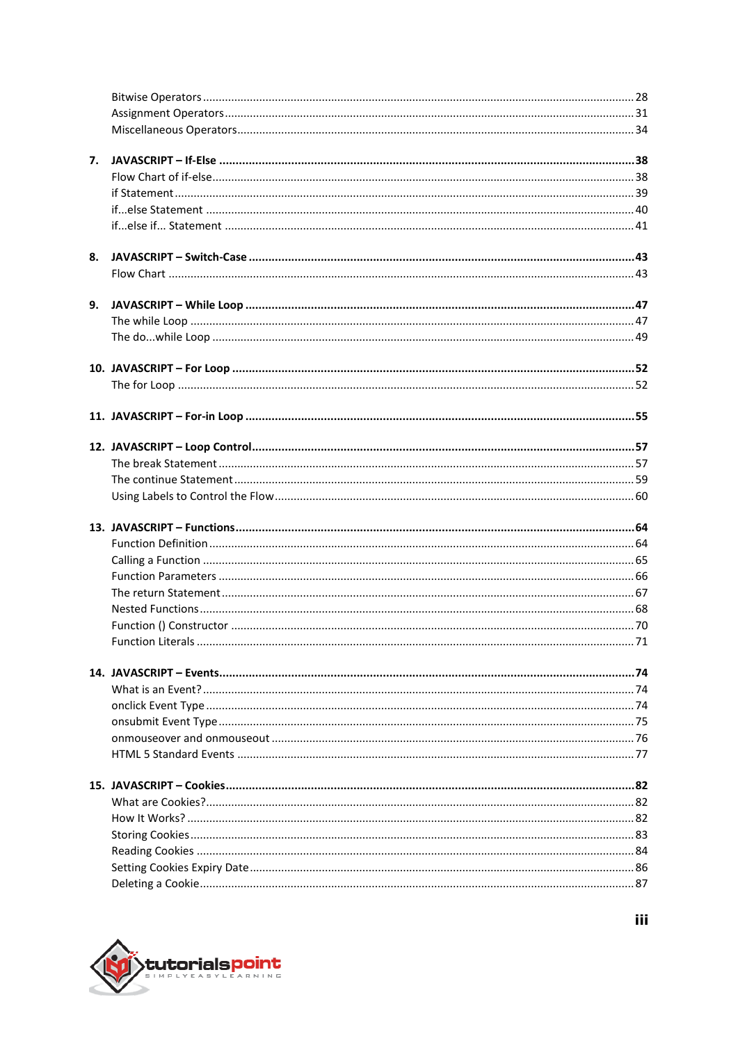Bitwise Operators ........................................................................................................................ 28
Assignment Operators ................................................................................................................. 31
Miscellaneous Operators ............................................................................................................. 34

**7. JAVASCRIPT – If-Else ...................................................................................................................38**
Flow Chart of if-else ...................................................................................................................... 38
if Statement .................................................................................................................................... 39
if...else Statement ......................................................................................................................... 40
if...else if... Statement ................................................................................................................... 41

**8. JAVASCRIPT – Switch-Case ..........................................................................................................43**
Flow Chart ..................................................................................................................................... 43

**9. JAVASCRIPT – While Loop ...........................................................................................................47**
The while Loop .............................................................................................................................. 47
The do...while Loop ...................................................................................................................... 49

**10. JAVASCRIPT – For Loop ..............................................................................................................52**
The for Loop .................................................................................................................................. 52

**11. JAVASCRIPT – For-in Loop ..........................................................................................................55**

**12. JAVASCRIPT – Loop Control .........................................................................................................57**
The break Statement ..................................................................................................................... 57
The continue Statement ................................................................................................................ 59
Using Labels to Control the Flow .................................................................................................. 60

**13. JAVASCRIPT – Functions .............................................................................................................64**
Function Definition ........................................................................................................................ 64
Calling a Function ......................................................................................................................... 65
Function Parameters ..................................................................................................................... 66
The return Statement .................................................................................................................... 67
Nested Functions .......................................................................................................................... 68
Function () Constructor ................................................................................................................. 70
Function Literals ........................................................................................................................... 71

**14. JAVASCRIPT – Events ..................................................................................................................74**
What is an Event? ......................................................................................................................... 74
onclick Event Type ........................................................................................................................ 74
onsubmit Event Type ..................................................................................................................... 75
onmouseover and onmouseout .................................................................................................... 76
HTML 5 Standard Events .............................................................................................................. 77

**15. JAVASCRIPT – Cookies ................................................................................................................82**
What are Cookies? ........................................................................................................................ 82
How It Works? ............................................................................................................................... 82
Storing Cookies ............................................................................................................................. 83
Reading Cookies ........................................................................................................................... 84
Setting Cookies Expiry Date .......................................................................................................... 86
Deleting a Cookie .......................................................................................................................... 87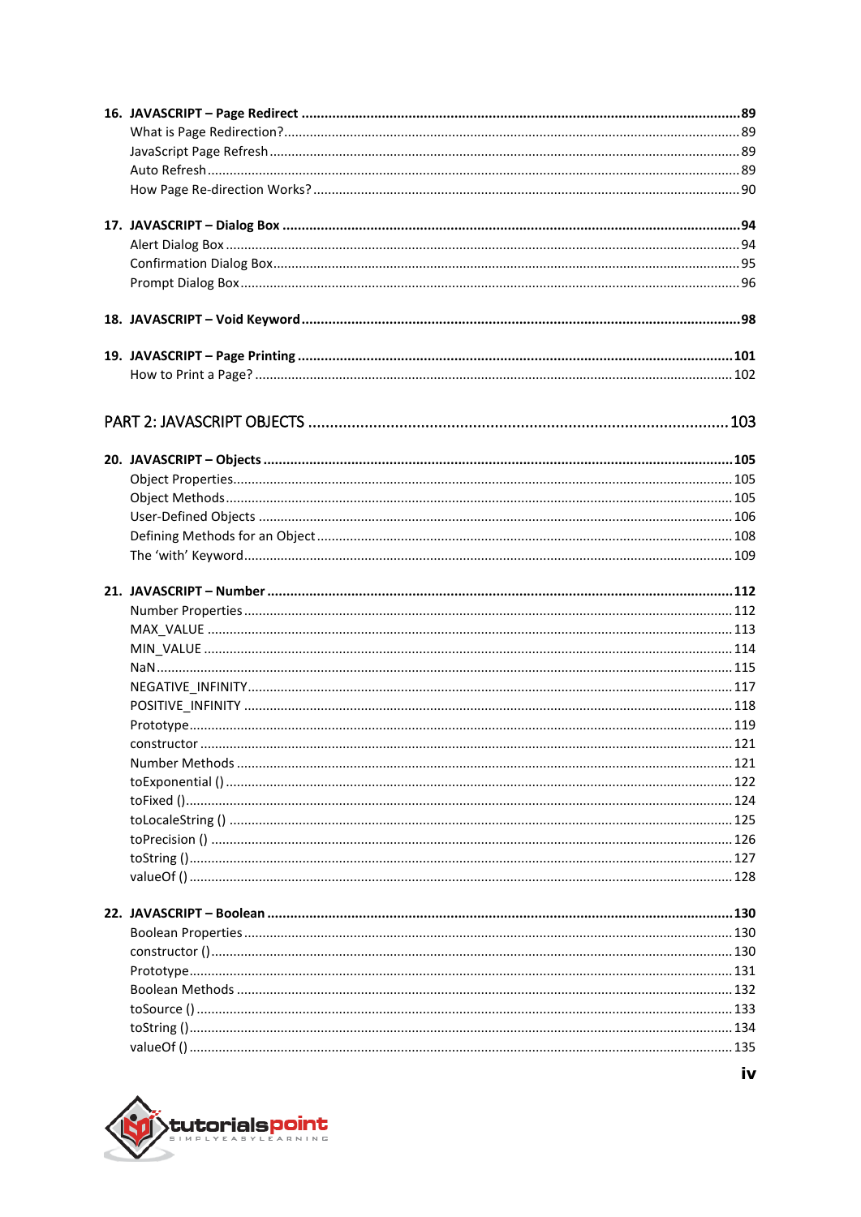**16. JAVASCRIPT – Page Redirect .................................................................................. 89**
What is Page Redirection? ............................................................................................. 89
JavaScript Page Refresh .................................................................................................. 89
Auto Refresh .................................................................................................................. 89
How Page Re-direction Works? ....................................................................................... 90

**17. JAVASCRIPT – Dialog Box .......................................................................................... 94**
Alert Dialog Box ............................................................................................................. 94
Confirmation Dialog Box ................................................................................................. 95
Prompt Dialog Box ......................................................................................................... 96

**18. JAVASCRIPT – Void Keyword ..................................................................................... 98**

**19. JAVASCRIPT – Page Printing ..................................................................................... 101**
How to Print a Page? ..................................................................................................... 102

PART 2: JAVASCRIPT OBJECTS ....................................................................................... 103

**20. JAVASCRIPT – Objects .............................................................................................. 105**
Object Properties ........................................................................................................... 105
Object Methods ............................................................................................................. 105
User-Defined Objects ..................................................................................................... 106
Defining Methods for an Object ..................................................................................... 108
The ‘with’ Keyword ........................................................................................................ 109

**21. JAVASCRIPT – Number ............................................................................................. 112**
Number Properties ......................................................................................................... 112
MAX_VALUE .................................................................................................................. 113
MIN_VALUE ................................................................................................................... 114
NaN ............................................................................................................................... 115
NEGATIVE_INFINITY ........................................................................................................ 117
POSITIVE_INFINITY ......................................................................................................... 118
Prototype ....................................................................................................................... 119
constructor .................................................................................................................... 121
Number Methods ........................................................................................................... 121
toExponential () ............................................................................................................. 122
toFixed () ....................................................................................................................... 124
toLocaleString () ............................................................................................................ 125
toPrecision () ................................................................................................................. 126
toString () ...................................................................................................................... 127
valueOf () ...................................................................................................................... 128

**22. JAVASCRIPT – Boolean ............................................................................................. 130**
Boolean Properties ......................................................................................................... 130
constructor () ................................................................................................................. 130
Prototype ....................................................................................................................... 131
Boolean Methods ........................................................................................................... 132
toSource () .................................................................................................................... 133
toString () ...................................................................................................................... 134
valueOf () ...................................................................................................................... 135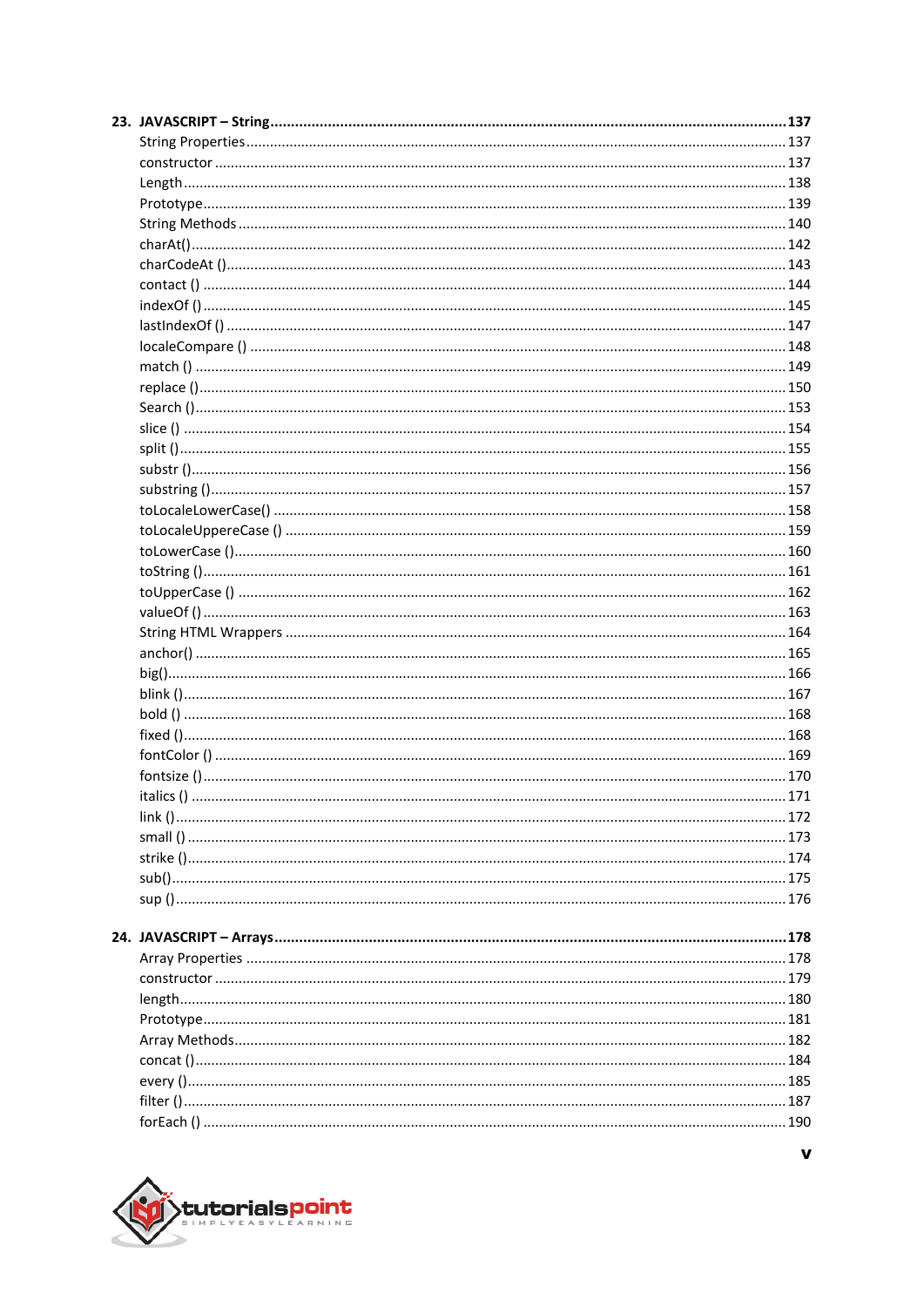**23. JAVASCRIPT – String ........................................................................................................ 137**

String Properties ........................................................................................................ 137

constructor ................................................................................................................ 137

Length ........................................................................................................................ 138

Prototype ................................................................................................................... 139

String Methods .......................................................................................................... 140

charAt() ..................................................................................................................... 142

charCodeAt () ............................................................................................................ 143

contact () ................................................................................................................... 144

indexOf () .................................................................................................................. 145

lastIndexOf () ............................................................................................................. 147

localeCompare () ....................................................................................................... 148

match () ..................................................................................................................... 149

replace () .................................................................................................................... 150

Search () .................................................................................................................... 153

slice () ........................................................................................................................ 154

split () ......................................................................................................................... 155

substr () ..................................................................................................................... 156

substring () ................................................................................................................ 157

toLocaleLowerCase() ................................................................................................. 158

toLocaleUppereCase () .............................................................................................. 159

toLowerCase () .......................................................................................................... 160

toString () .................................................................................................................. 161

toUpperCase () .......................................................................................................... 162

valueOf () .................................................................................................................. 163

String HTML Wrappers .............................................................................................. 164

anchor() .................................................................................................................... 165

big() ........................................................................................................................... 166

blink () ....................................................................................................................... 167

bold () ....................................................................................................................... 168

fixed () ...................................................................................................................... 168

fontColor () ............................................................................................................... 169

fontsize () .................................................................................................................. 170

italics () ..................................................................................................................... 171

link () ......................................................................................................................... 172

small () ...................................................................................................................... 173

strike () ...................................................................................................................... 174

sub() .......................................................................................................................... 175

sup () ......................................................................................................................... 176

**24. JAVASCRIPT – Arrays ........................................................................................................ 178**

Array Properties ........................................................................................................ 178

constructor ................................................................................................................ 179

length ........................................................................................................................ 180

Prototype ................................................................................................................... 181

Array Methods ........................................................................................................... 182

concat () .................................................................................................................... 184

every () ...................................................................................................................... 185

filter () ....................................................................................................................... 187

forEach () ................................................................................................................... 190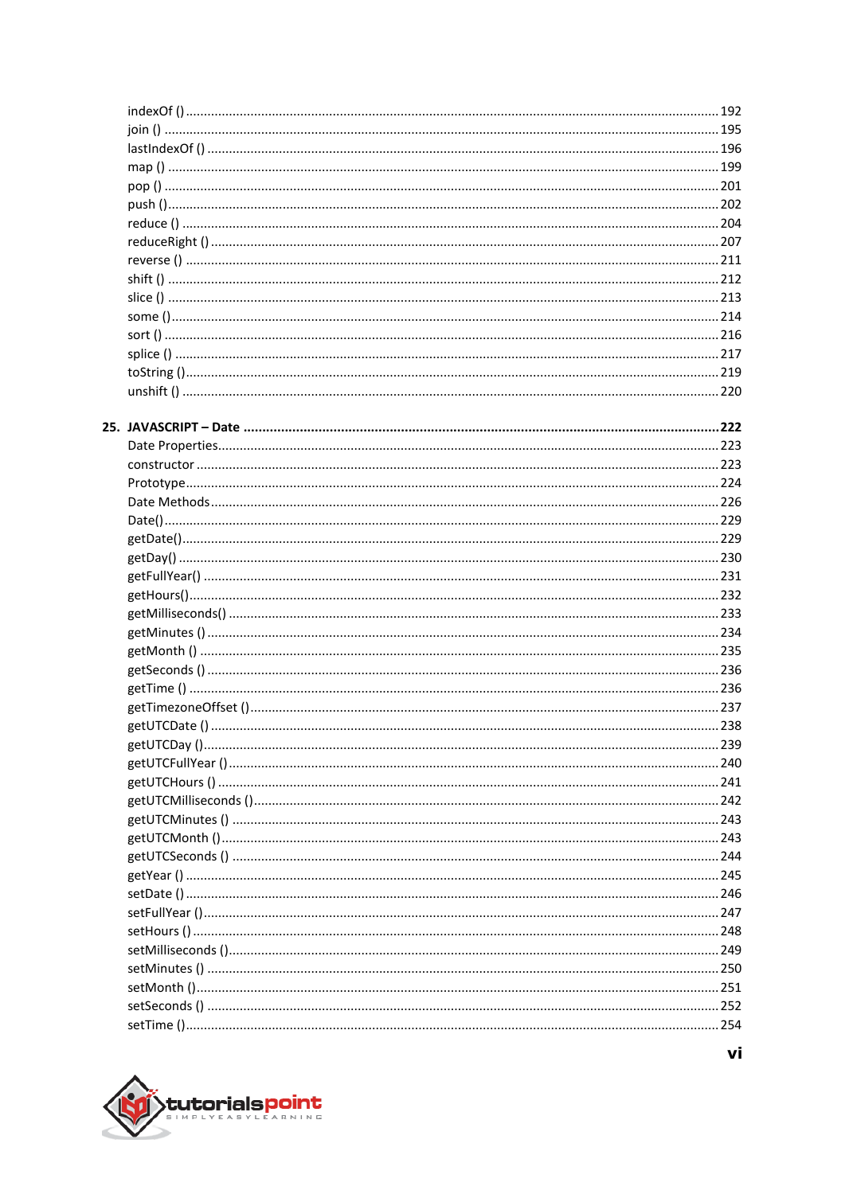indexOf () ........................................................................................................................ 192
join () ................................................................................................................................ 195
lastIndexOf () .................................................................................................................. 196
map () ............................................................................................................................... 199
pop () ................................................................................................................................ 201
push () ............................................................................................................................... 202
reduce () .......................................................................................................................... 204
reduceRight () .................................................................................................................. 207
reverse () .......................................................................................................................... 211
shift () ............................................................................................................................... 212
slice () ............................................................................................................................... 213
some () .............................................................................................................................. 214
sort () ................................................................................................................................ 216
splice () ............................................................................................................................. 217
toString () .......................................................................................................................... 219
unshift () ........................................................................................................................... 220

**25. JAVASCRIPT – Date ....................................................................................................... 222**
Date Properties .................................................................................................................. 223
constructor ........................................................................................................................ 223
Prototype ........................................................................................................................... 224
Date Methods ..................................................................................................................... 226
Date() ................................................................................................................................. 229
getDate() ............................................................................................................................ 229
getDay() ............................................................................................................................. 230
getFullYear() ...................................................................................................................... 231
getHours() .......................................................................................................................... 232
getMilliseconds() ............................................................................................................... 233
getMinutes () ..................................................................................................................... 234
getMonth () ........................................................................................................................ 235
getSeconds () ..................................................................................................................... 236
getTime () .......................................................................................................................... 236
getTimezoneOffset () ........................................................................................................ 237
getUTCDate () ................................................................................................................... 238
getUTCDay () .................................................................................................................... 239
getUTCFullYear () ............................................................................................................. 240
getUTCHours () ................................................................................................................. 241
getUTCMilliseconds () ....................................................................................................... 242
getUTCMinutes () .............................................................................................................. 243
getUTCMonth () ................................................................................................................. 243
getUTCSeconds () ............................................................................................................. 244
getYear () ........................................................................................................................... 245
setDate () ........................................................................................................................... 246
setFullYear () ..................................................................................................................... 247
setHours () ......................................................................................................................... 248
setMilliseconds () .............................................................................................................. 249
setMinutes () ..................................................................................................................... 250
setMonth () ........................................................................................................................ 251
setSeconds () ..................................................................................................................... 252
setTime () .......................................................................................................................... 254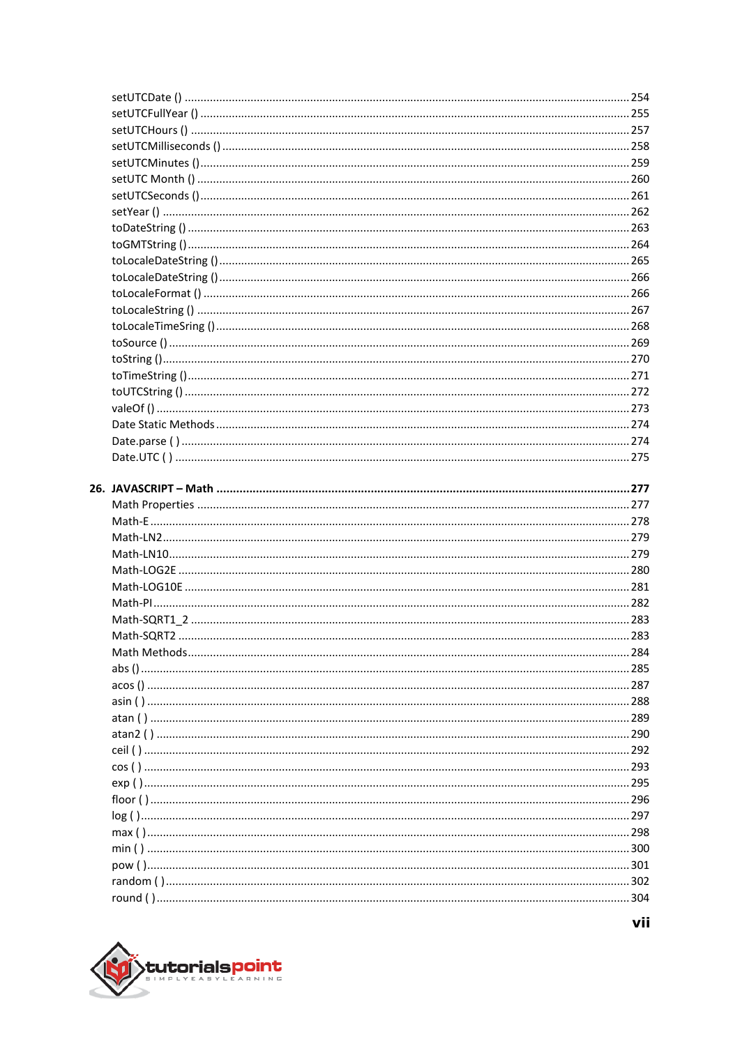setUTCDate () ........................................................................................................ 254
setUTCFullYear () ................................................................................................. 255
setUTCHours () ..................................................................................................... 257
setUTCMilliseconds () .......................................................................................... 258
setUTCMinutes () .................................................................................................. 259
setUTC Month () ................................................................................................... 260
setUTCSeconds () ................................................................................................. 261
setYear () .............................................................................................................. 262
toDateString () ...................................................................................................... 263
toGMTString () ...................................................................................................... 264
toLocaleDateString () ............................................................................................ 265
toLocaleDateString () ............................................................................................ 266
toLocaleFormat () .................................................................................................. 266
toLocaleString () ................................................................................................... 267
toLocaleTimeSring () ............................................................................................. 268
toSource () ............................................................................................................ 269
toString () .............................................................................................................. 270
toTimeString () ...................................................................................................... 271
toUTCString () ...................................................................................................... 272
valeOf () ................................................................................................................ 273
Date Static Methods ............................................................................................. 274
Date.parse ( ) ........................................................................................................ 274
Date.UTC ( ) .......................................................................................................... 275

**26. JAVASCRIPT – Math ................................................................................... 277**
Math Properties ..................................................................................................... 277
Math-E ................................................................................................................... 278
Math-LN2 ............................................................................................................... 279
Math-LN10 ............................................................................................................. 279
Math-LOG2E .......................................................................................................... 280
Math-LOG10E ........................................................................................................ 281
Math-PI .................................................................................................................. 282
Math-SQRT1_2 ...................................................................................................... 283
Math-SQRT2 .......................................................................................................... 283
Math Methods ........................................................................................................ 284
abs () ..................................................................................................................... 285
acos () .................................................................................................................... 287
asin ( ) ................................................................................................................... 288
atan ( ) ................................................................................................................... 289
atan2 ( ) ................................................................................................................. 290
ceil ( ) .................................................................................................................... 292
cos ( ) .................................................................................................................... 293
exp ( ) .................................................................................................................... 295
floor ( ) .................................................................................................................. 296
log ( ) ..................................................................................................................... 297
max ( ) ................................................................................................................... 298
min ( ) .................................................................................................................... 300
pow ( ) ................................................................................................................... 301
random ( ) .............................................................................................................. 302
round ( ) ................................................................................................................. 304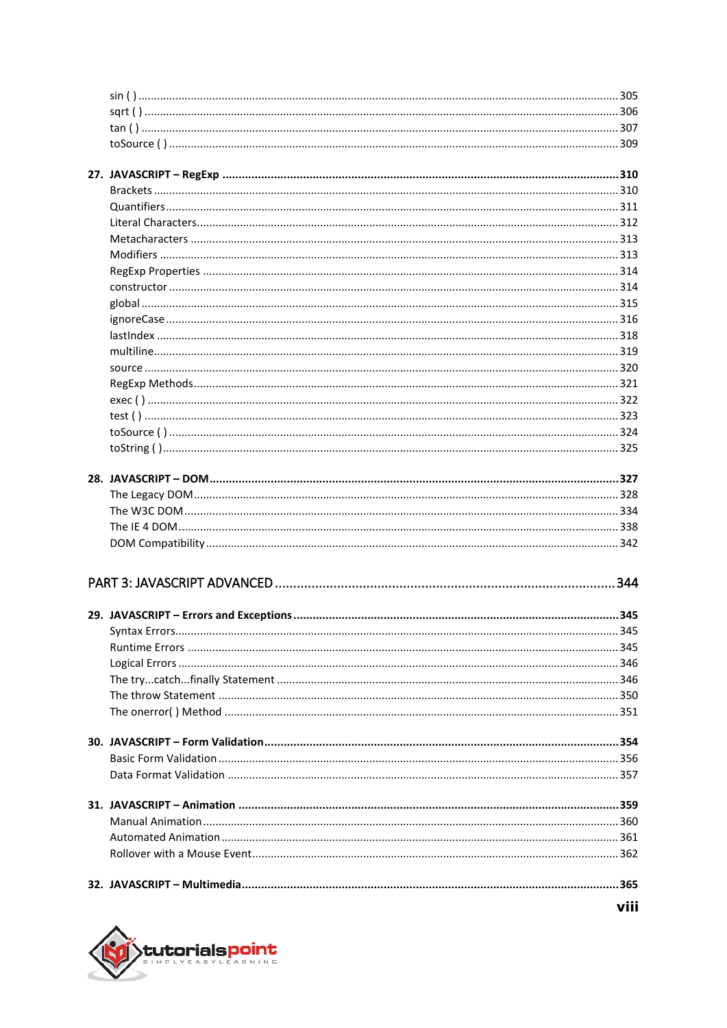sin ( ) ..... 305
sqrt ( ) ..... 306
tan ( ) ..... 307
toSource ( ) ..... 309

**27. JAVASCRIPT – RegExp ..... 310**
Brackets ..... 310
Quantifiers ..... 311
Literal Characters ..... 312
Metacharacters ..... 313
Modifiers ..... 313
RegExp Properties ..... 314
constructor ..... 314
global ..... 315
ignoreCase ..... 316
lastIndex ..... 318
multiline ..... 319
source ..... 320
RegExp Methods ..... 321
exec ( ) ..... 322
test ( ) ..... 323
toSource ( ) ..... 324
toString ( ) ..... 325

**28. JAVASCRIPT – DOM ..... 327**
The Legacy DOM ..... 328
The W3C DOM ..... 334
The IE 4 DOM ..... 338
DOM Compatibility ..... 342

PART 3: JAVASCRIPT ADVANCED ..... 344

**29. JAVASCRIPT – Errors and Exceptions ..... 345**
Syntax Errors ..... 345
Runtime Errors ..... 345
Logical Errors ..... 346
The try...catch...finally Statement ..... 346
The throw Statement ..... 350
The onerror( ) Method ..... 351

**30. JAVASCRIPT – Form Validation ..... 354**
Basic Form Validation ..... 356
Data Format Validation ..... 357

**31. JAVASCRIPT – Animation ..... 359**
Manual Animation ..... 360
Automated Animation ..... 361
Rollover with a Mouse Event ..... 362

**32. JAVASCRIPT – Multimedia ..... 365**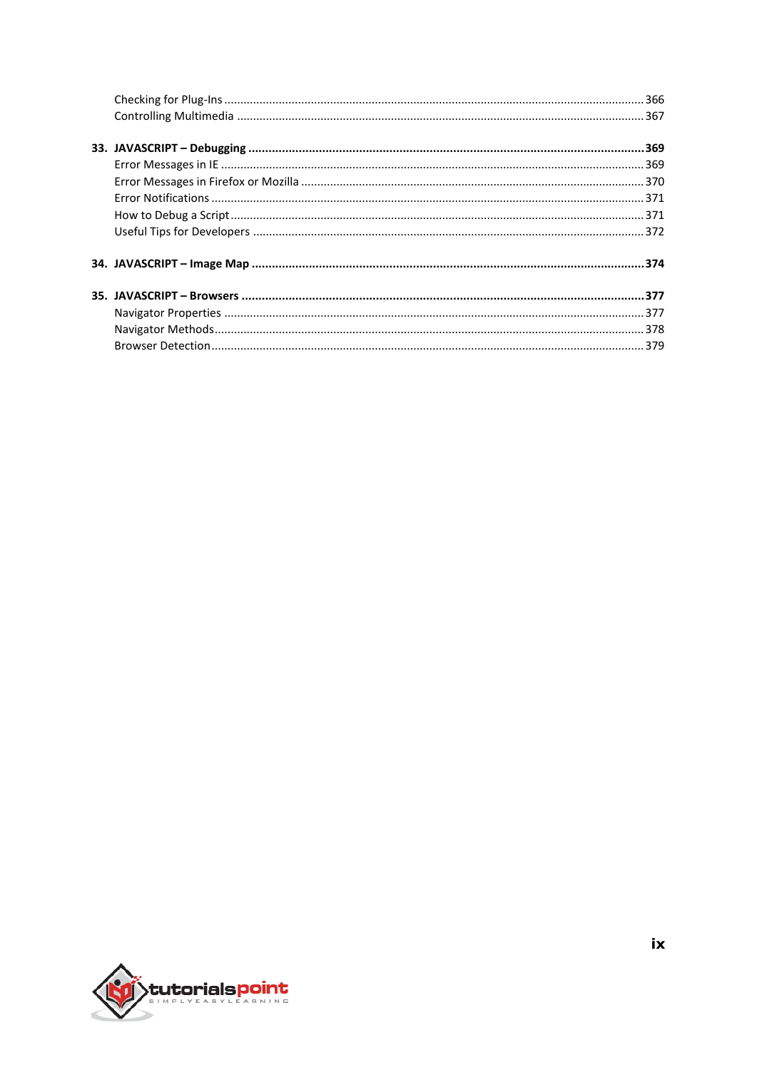Checking for Plug-Ins ........................................................................................................................ 366
Controlling Multimedia ........................................................................................................................ 367

**33. JAVASCRIPT – Debugging ........................................................................................................ 369**

Error Messages in IE ........................................................................................................................ 369
Error Messages in Firefox or Mozilla ........................................................................................................................ 370
Error Notifications ........................................................................................................................ 371
How to Debug a Script ........................................................................................................................ 371
Useful Tips for Developers ........................................................................................................................ 372

**34. JAVASCRIPT – Image Map ........................................................................................................ 374**

**35. JAVASCRIPT – Browsers ........................................................................................................ 377**

Navigator Properties ........................................................................................................................ 377
Navigator Methods ........................................................................................................................ 378
Browser Detection ........................................................................................................................ 379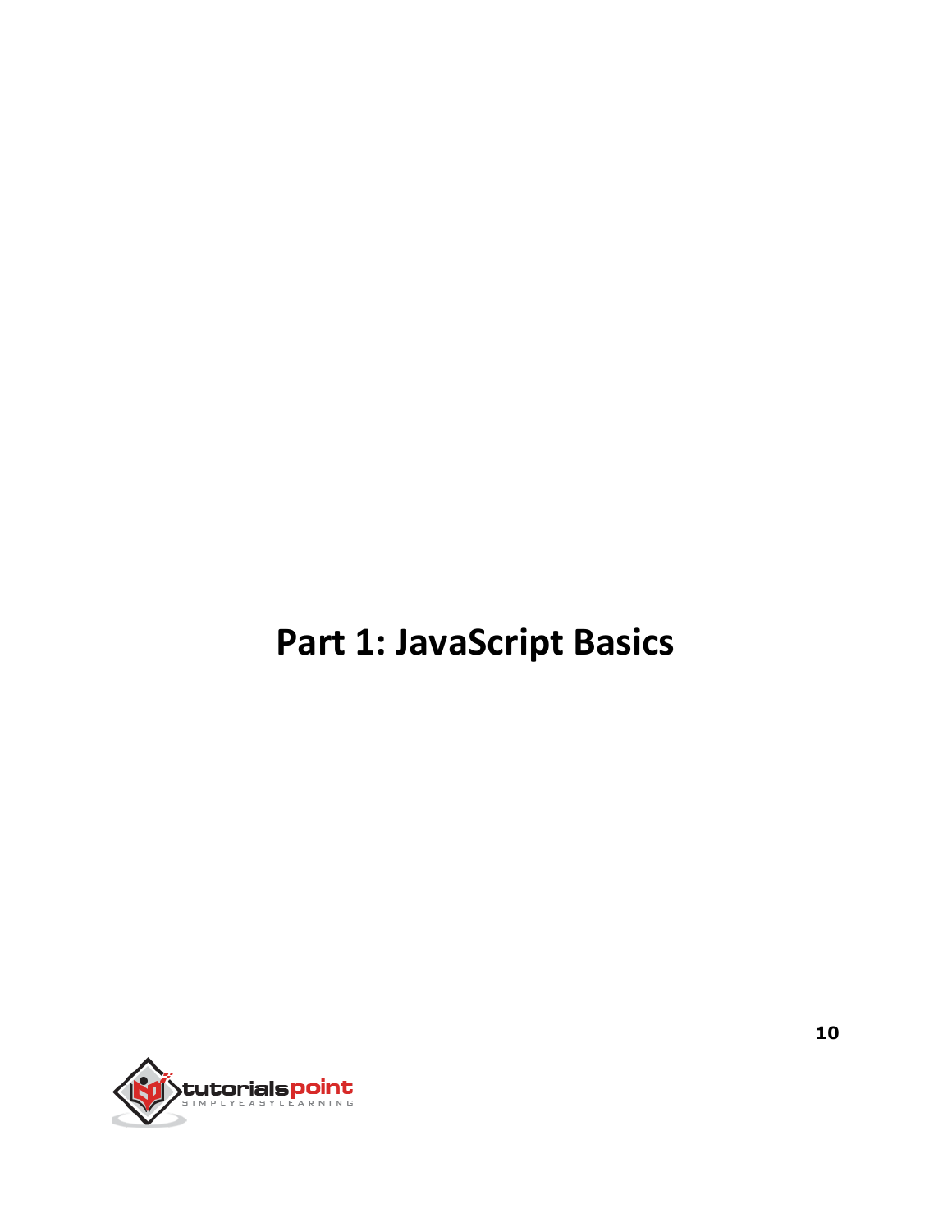# Part 1: JavaScript Basics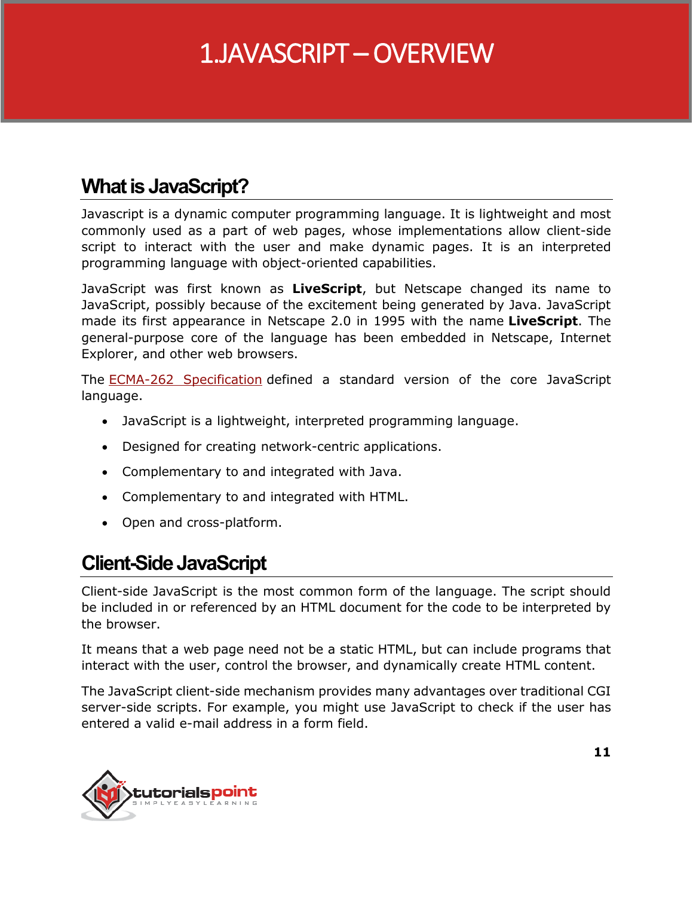# 1. JAVASCRIPT – OVERVIEW

## What is JavaScript?

Javascript is a dynamic computer programming language. It is lightweight and most commonly used as a part of web pages, whose implementations allow client-side script to interact with the user and make dynamic pages. It is an interpreted programming language with object-oriented capabilities.

JavaScript was first known as **LiveScript**, but Netscape changed its name to JavaScript, possibly because of the excitement being generated by Java. JavaScript made its first appearance in Netscape 2.0 in 1995 with the name **LiveScript**. The general-purpose core of the language has been embedded in Netscape, Internet Explorer, and other web browsers.

The ECMA-262 Specification defined a standard version of the core JavaScript language.

- JavaScript is a lightweight, interpreted programming language.
- Designed for creating network-centric applications.
- Complementary to and integrated with Java.
- Complementary to and integrated with HTML.
- Open and cross-platform.

## Client-Side JavaScript

Client-side JavaScript is the most common form of the language. The script should be included in or referenced by an HTML document for the code to be interpreted by the browser.

It means that a web page need not be a static HTML, but can include programs that interact with the user, control the browser, and dynamically create HTML content.

The JavaScript client-side mechanism provides many advantages over traditional CGI server-side scripts. For example, you might use JavaScript to check if the user has entered a valid e-mail address in a form field.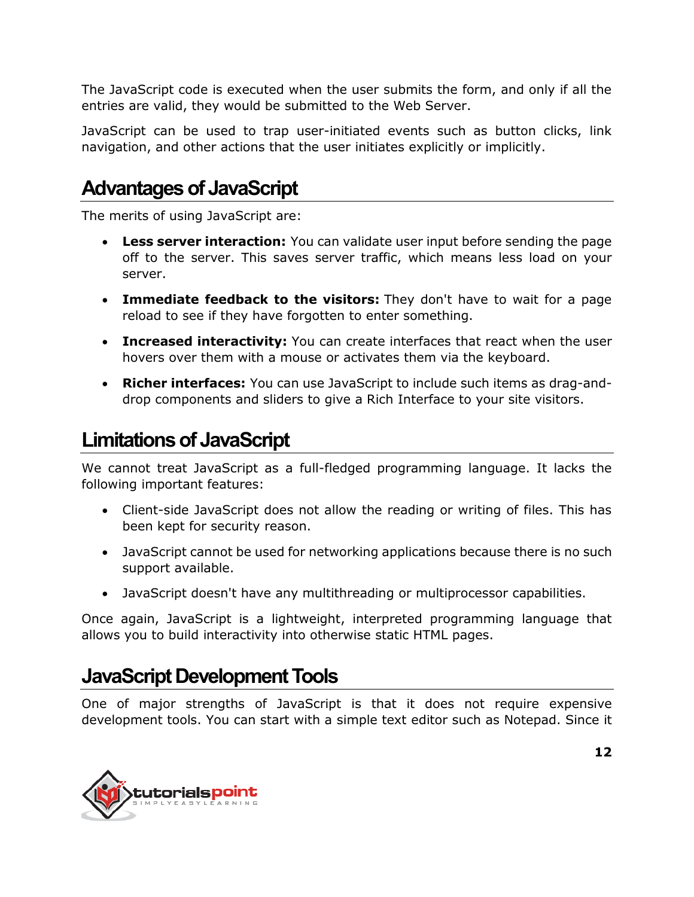The JavaScript code is executed when the user submits the form, and only if all the entries are valid, they would be submitted to the Web Server.

JavaScript can be used to trap user-initiated events such as button clicks, link navigation, and other actions that the user initiates explicitly or implicitly.

## Advantages of JavaScript

The merits of using JavaScript are:

- **Less server interaction:** You can validate user input before sending the page off to the server. This saves server traffic, which means less load on your server.
- **Immediate feedback to the visitors:** They don't have to wait for a page reload to see if they have forgotten to enter something.
- **Increased interactivity:** You can create interfaces that react when the user hovers over them with a mouse or activates them via the keyboard.
- **Richer interfaces:** You can use JavaScript to include such items as drag-and-drop components and sliders to give a Rich Interface to your site visitors.

## Limitations of JavaScript

We cannot treat JavaScript as a full-fledged programming language. It lacks the following important features:

- Client-side JavaScript does not allow the reading or writing of files. This has been kept for security reason.
- JavaScript cannot be used for networking applications because there is no such support available.
- JavaScript doesn't have any multithreading or multiprocessor capabilities.

Once again, JavaScript is a lightweight, interpreted programming language that allows you to build interactivity into otherwise static HTML pages.

## JavaScript Development Tools

One of major strengths of JavaScript is that it does not require expensive development tools. You can start with a simple text editor such as Notepad. Since it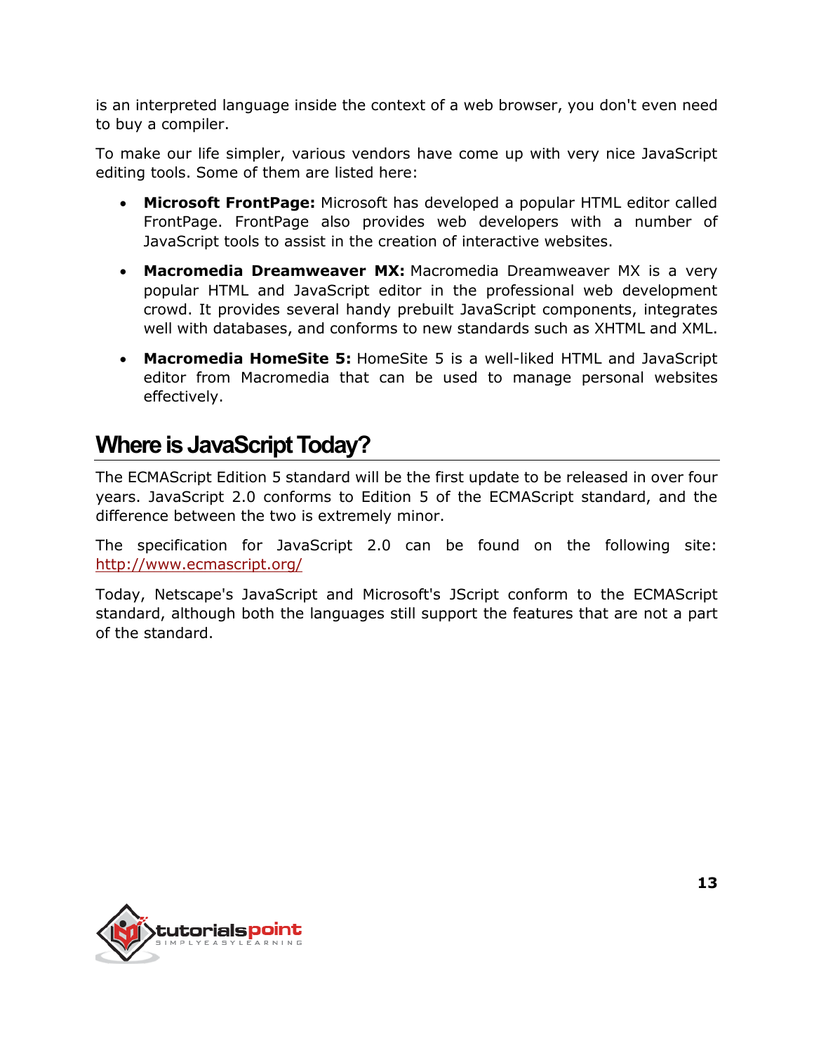is an interpreted language inside the context of a web browser, you don't even need to buy a compiler.

To make our life simpler, various vendors have come up with very nice JavaScript editing tools. Some of them are listed here:

- **Microsoft FrontPage:** Microsoft has developed a popular HTML editor called FrontPage. FrontPage also provides web developers with a number of JavaScript tools to assist in the creation of interactive websites.

- **Macromedia Dreamweaver MX:** Macromedia Dreamweaver MX is a very popular HTML and JavaScript editor in the professional web development crowd. It provides several handy prebuilt JavaScript components, integrates well with databases, and conforms to new standards such as XHTML and XML.

- **Macromedia HomeSite 5:** HomeSite 5 is a well-liked HTML and JavaScript editor from Macromedia that can be used to manage personal websites effectively.

## Where is JavaScript Today?

The ECMAScript Edition 5 standard will be the first update to be released in over four years. JavaScript 2.0 conforms to Edition 5 of the ECMAScript standard, and the difference between the two is extremely minor.

The specification for JavaScript 2.0 can be found on the following site: http://www.ecmascript.org/

Today, Netscape's JavaScript and Microsoft's JScript conform to the ECMAScript standard, although both the languages still support the features that are not a part of the standard.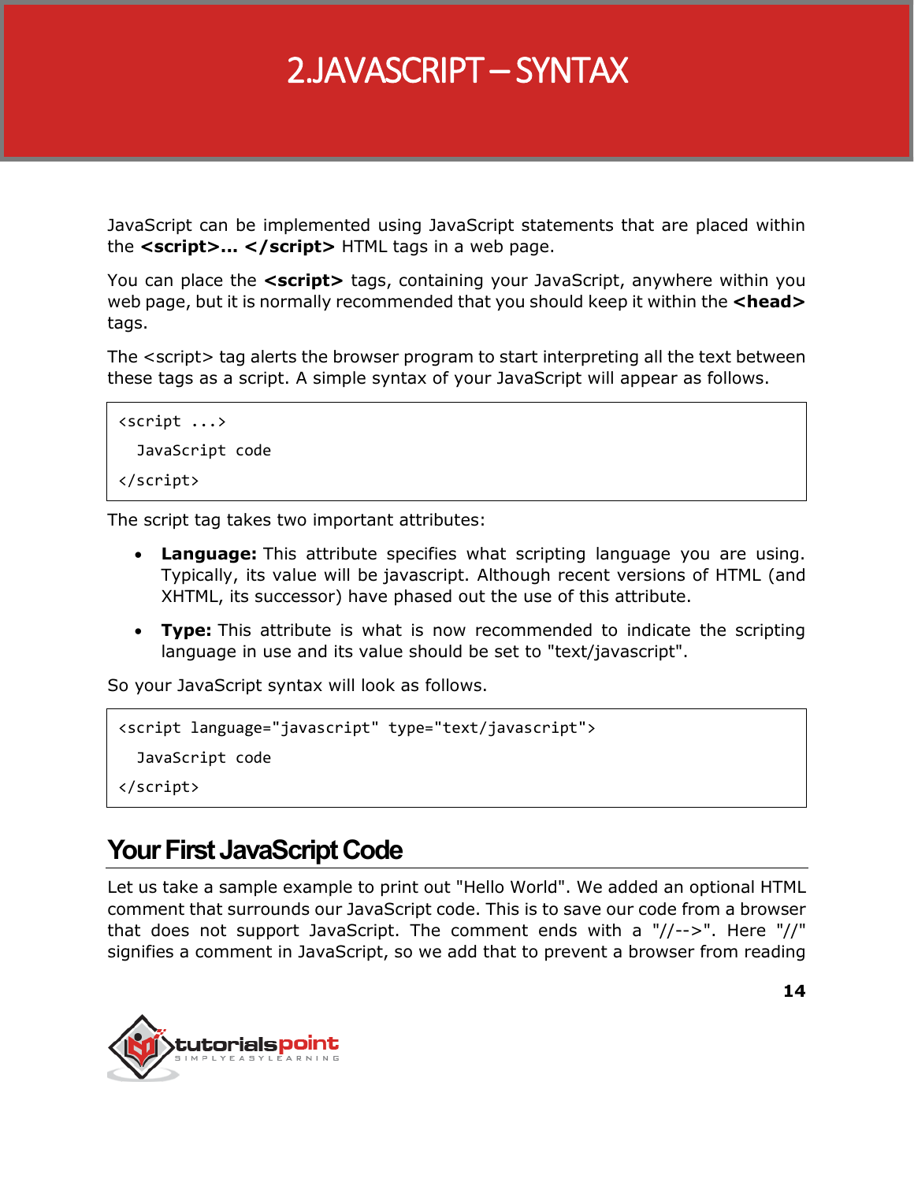# 2.JAVASCRIPT – SYNTAX

JavaScript can be implemented using JavaScript statements that are placed within the **<script>... </script>** HTML tags in a web page.

You can place the **<script>** tags, containing your JavaScript, anywhere within you web page, but it is normally recommended that you should keep it within the **<head>** tags.

The <script> tag alerts the browser program to start interpreting all the text between these tags as a script. A simple syntax of your JavaScript will appear as follows.

```
<script ...>
  JavaScript code
</script>
```

The script tag takes two important attributes:

- **Language:** This attribute specifies what scripting language you are using. Typically, its value will be javascript. Although recent versions of HTML (and XHTML, its successor) have phased out the use of this attribute.
- **Type:** This attribute is what is now recommended to indicate the scripting language in use and its value should be set to "text/javascript".

So your JavaScript syntax will look as follows.

```
<script language="javascript" type="text/javascript">
  JavaScript code
</script>
```

## Your First JavaScript Code

Let us take a sample example to print out "Hello World". We added an optional HTML comment that surrounds our JavaScript code. This is to save our code from a browser that does not support JavaScript. The comment ends with a "//-->". Here "//" signifies a comment in JavaScript, so we add that to prevent a browser from reading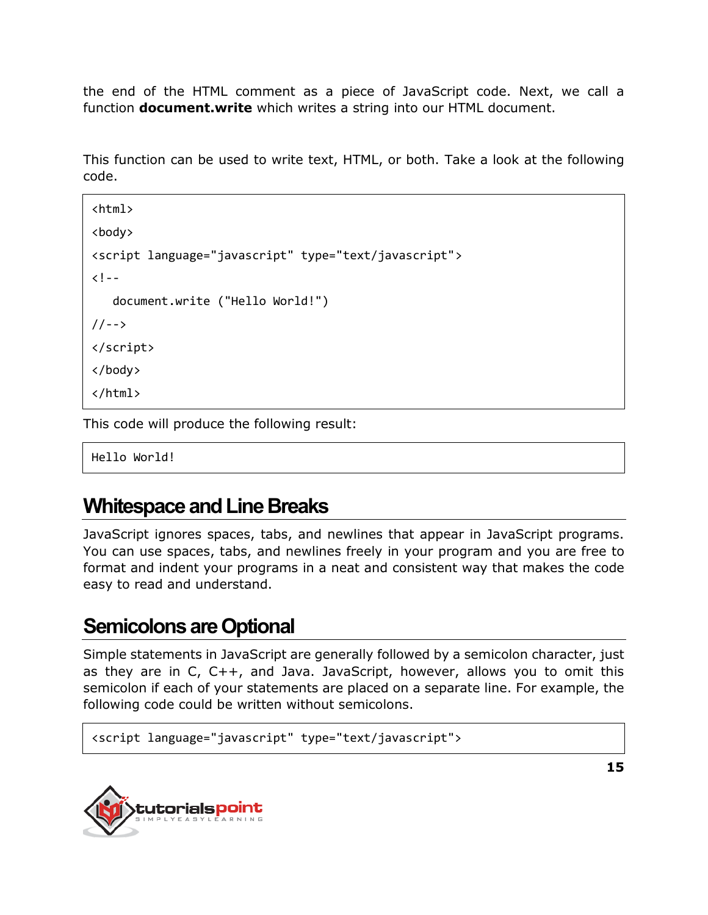the end of the HTML comment as a piece of JavaScript code. Next, we call a function **document.write** which writes a string into our HTML document.

This function can be used to write text, HTML, or both. Take a look at the following code.

```
<html>
<body>
<script language="javascript" type="text/javascript">
<!--
   document.write ("Hello World!")
//-->
</script>
</body>
</html>
```

This code will produce the following result:

```
Hello World!
```

## Whitespace and Line Breaks

JavaScript ignores spaces, tabs, and newlines that appear in JavaScript programs. You can use spaces, tabs, and newlines freely in your program and you are free to format and indent your programs in a neat and consistent way that makes the code easy to read and understand.

## Semicolons are Optional

Simple statements in JavaScript are generally followed by a semicolon character, just as they are in C, C++, and Java. JavaScript, however, allows you to omit this semicolon if each of your statements are placed on a separate line. For example, the following code could be written without semicolons.

```
<script language="javascript" type="text/javascript">
```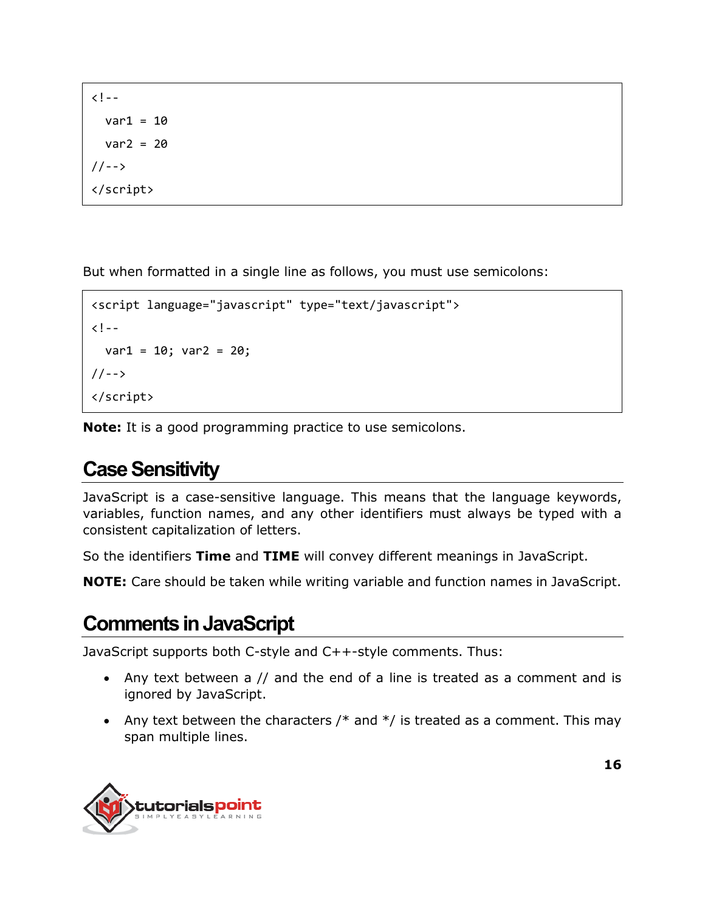```
<!--
  var1 = 10
  var2 = 20
//-->
</script>
```

But when formatted in a single line as follows, you must use semicolons:

```
<script language="javascript" type="text/javascript">
<!--
  var1 = 10; var2 = 20;
//-->
</script>
```

**Note:** It is a good programming practice to use semicolons.

## Case Sensitivity

JavaScript is a case-sensitive language. This means that the language keywords, variables, function names, and any other identifiers must always be typed with a consistent capitalization of letters.

So the identifiers **Time** and **TIME** will convey different meanings in JavaScript.

**NOTE:** Care should be taken while writing variable and function names in JavaScript.

## Comments in JavaScript

JavaScript supports both C-style and C++-style comments. Thus:

- Any text between a // and the end of a line is treated as a comment and is ignored by JavaScript.
- Any text between the characters /* and */ is treated as a comment. This may span multiple lines.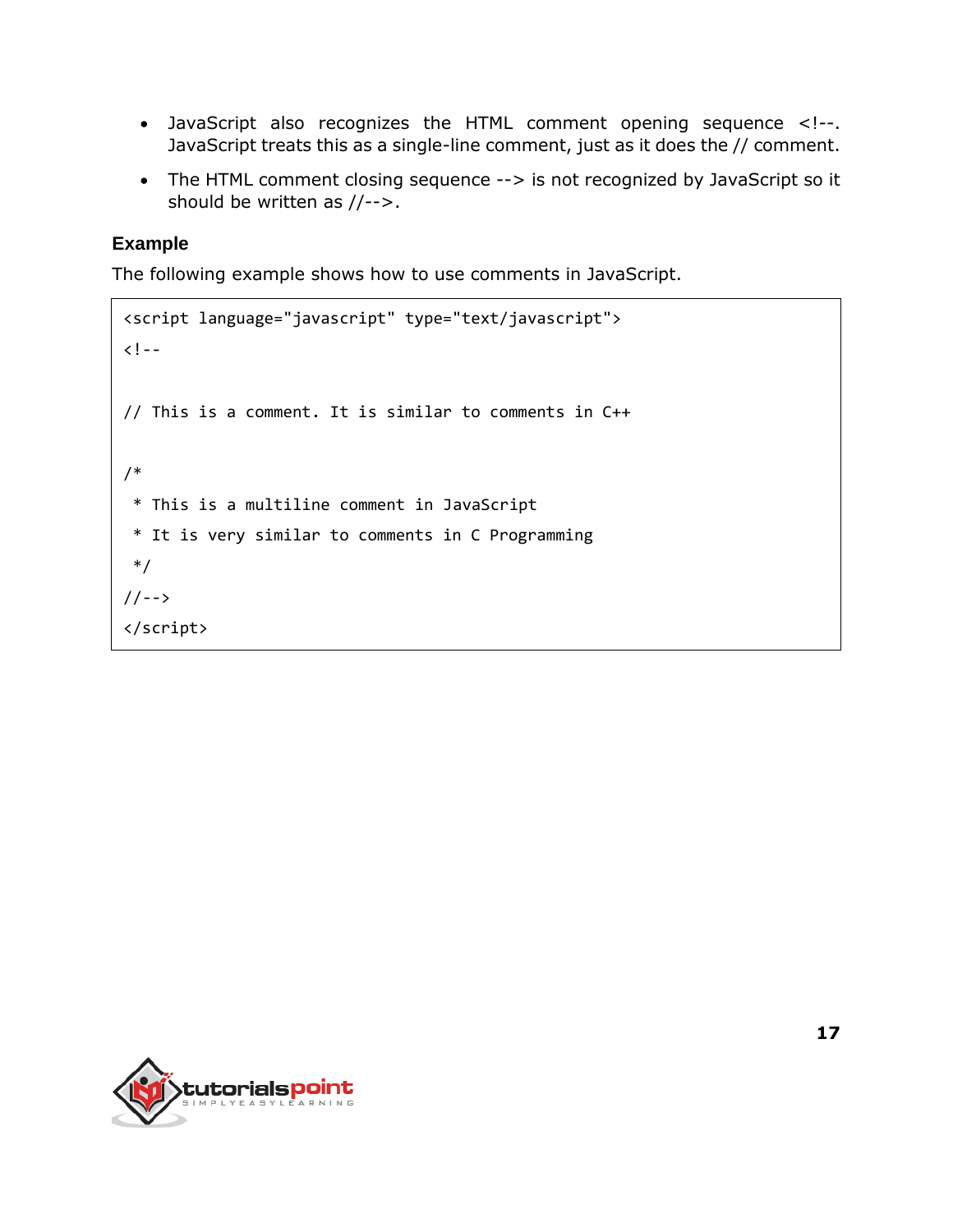- JavaScript also recognizes the HTML comment opening sequence <!--. JavaScript treats this as a single-line comment, just as it does the // comment.
- The HTML comment closing sequence --> is not recognized by JavaScript so it should be written as //-->.

### Example

The following example shows how to use comments in JavaScript.

```
<script language="javascript" type="text/javascript">
<!--

// This is a comment. It is similar to comments in C++

/*
 * This is a multiline comment in JavaScript
 * It is very similar to comments in C Programming
 */
//-->
</script>
```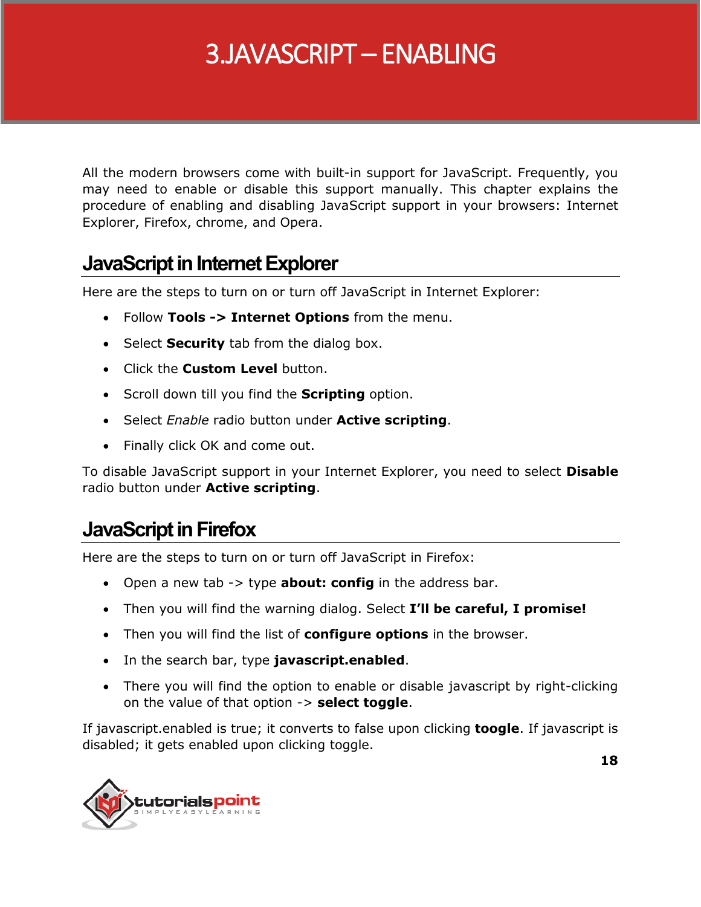# 3. JAVASCRIPT – ENABLING

All the modern browsers come with built-in support for JavaScript. Frequently, you may need to enable or disable this support manually. This chapter explains the procedure of enabling and disabling JavaScript support in your browsers: Internet Explorer, Firefox, chrome, and Opera.

## JavaScript in Internet Explorer

Here are the steps to turn on or turn off JavaScript in Internet Explorer:

- Follow **Tools -> Internet Options** from the menu.
- Select **Security** tab from the dialog box.
- Click the **Custom Level** button.
- Scroll down till you find the **Scripting** option.
- Select *Enable* radio button under **Active scripting**.
- Finally click OK and come out.

To disable JavaScript support in your Internet Explorer, you need to select **Disable** radio button under **Active scripting**.

## JavaScript in Firefox

Here are the steps to turn on or turn off JavaScript in Firefox:

- Open a new tab -> type **about: config** in the address bar.
- Then you will find the warning dialog. Select **I'll be careful, I promise!**
- Then you will find the list of **configure options** in the browser.
- In the search bar, type **javascript.enabled**.
- There you will find the option to enable or disable javascript by right-clicking on the value of that option -> **select toggle**.

If javascript.enabled is true; it converts to false upon clicking **toogle**. If javascript is disabled; it gets enabled upon clicking toggle.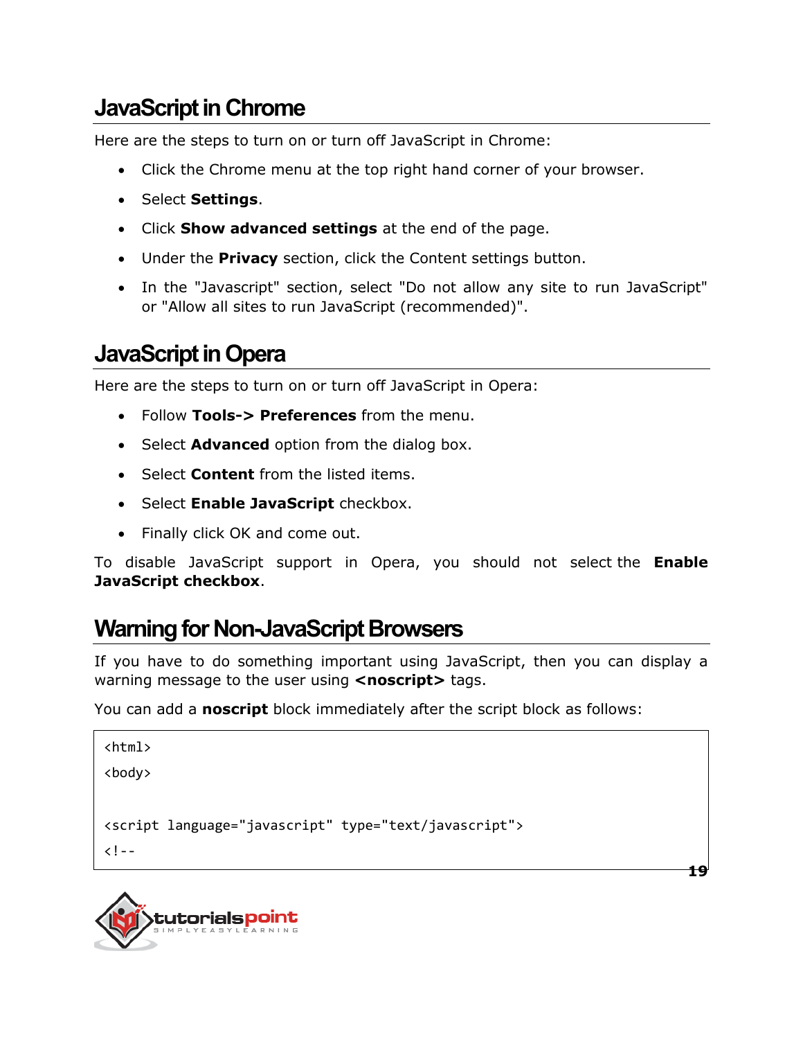## JavaScript in Chrome

Here are the steps to turn on or turn off JavaScript in Chrome:

- Click the Chrome menu at the top right hand corner of your browser.
- Select **Settings**.
- Click **Show advanced settings** at the end of the page.
- Under the **Privacy** section, click the Content settings button.
- In the "Javascript" section, select "Do not allow any site to run JavaScript" or "Allow all sites to run JavaScript (recommended)".

## JavaScript in Opera

Here are the steps to turn on or turn off JavaScript in Opera:

- Follow **Tools-> Preferences** from the menu.
- Select **Advanced** option from the dialog box.
- Select **Content** from the listed items.
- Select **Enable JavaScript** checkbox.
- Finally click OK and come out.

To disable JavaScript support in Opera, you should not select the **Enable JavaScript checkbox**.

## Warning for Non-JavaScript Browsers

If you have to do something important using JavaScript, then you can display a warning message to the user using **<noscript>** tags.

You can add a **noscript** block immediately after the script block as follows:

```
<html>
<body>

<script language="javascript" type="text/javascript">
<!--
```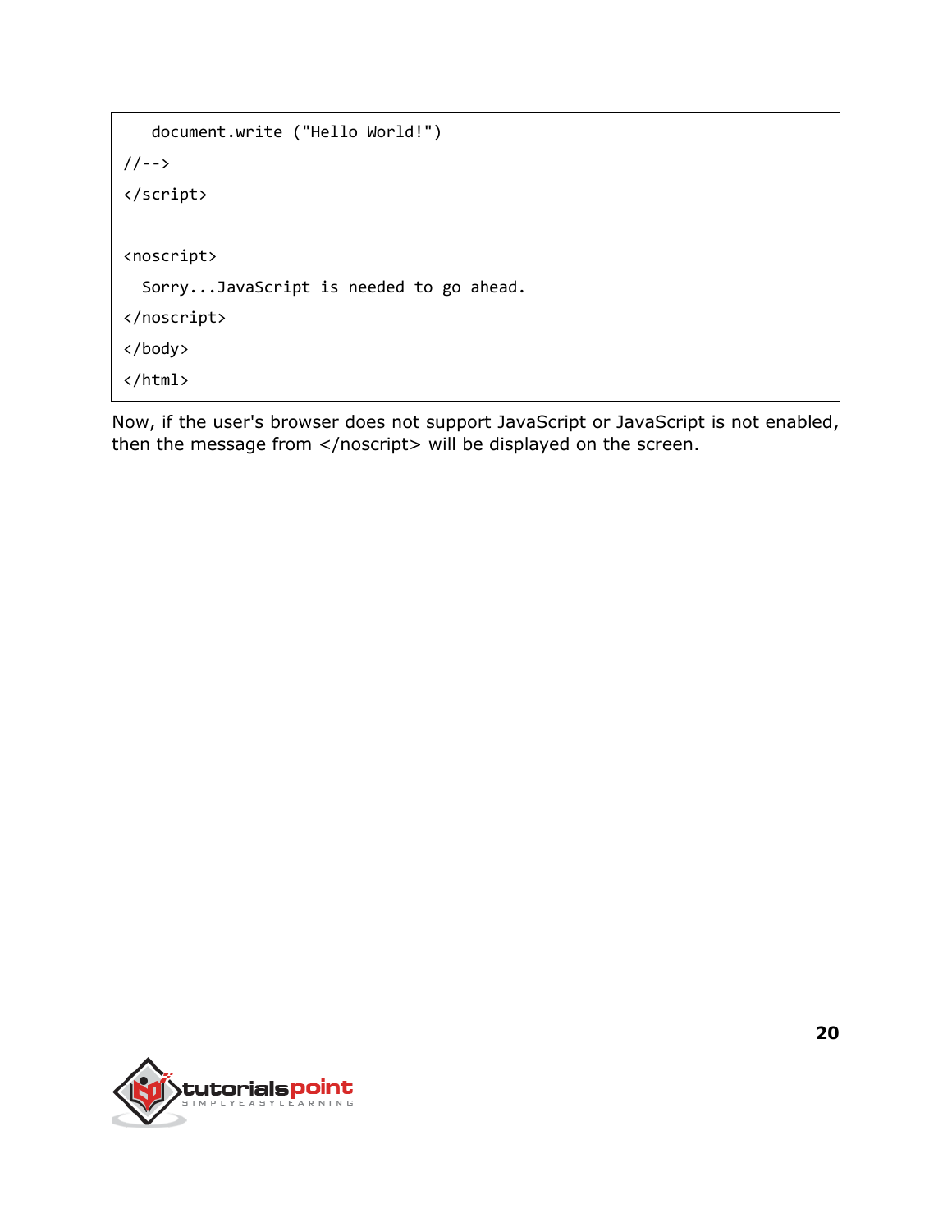```
   document.write ("Hello World!")
//-->
</script>

<noscript>
  Sorry...JavaScript is needed to go ahead.
</noscript>
</body>
</html>
```

Now, if the user's browser does not support JavaScript or JavaScript is not enabled, then the message from </noscript> will be displayed on the screen.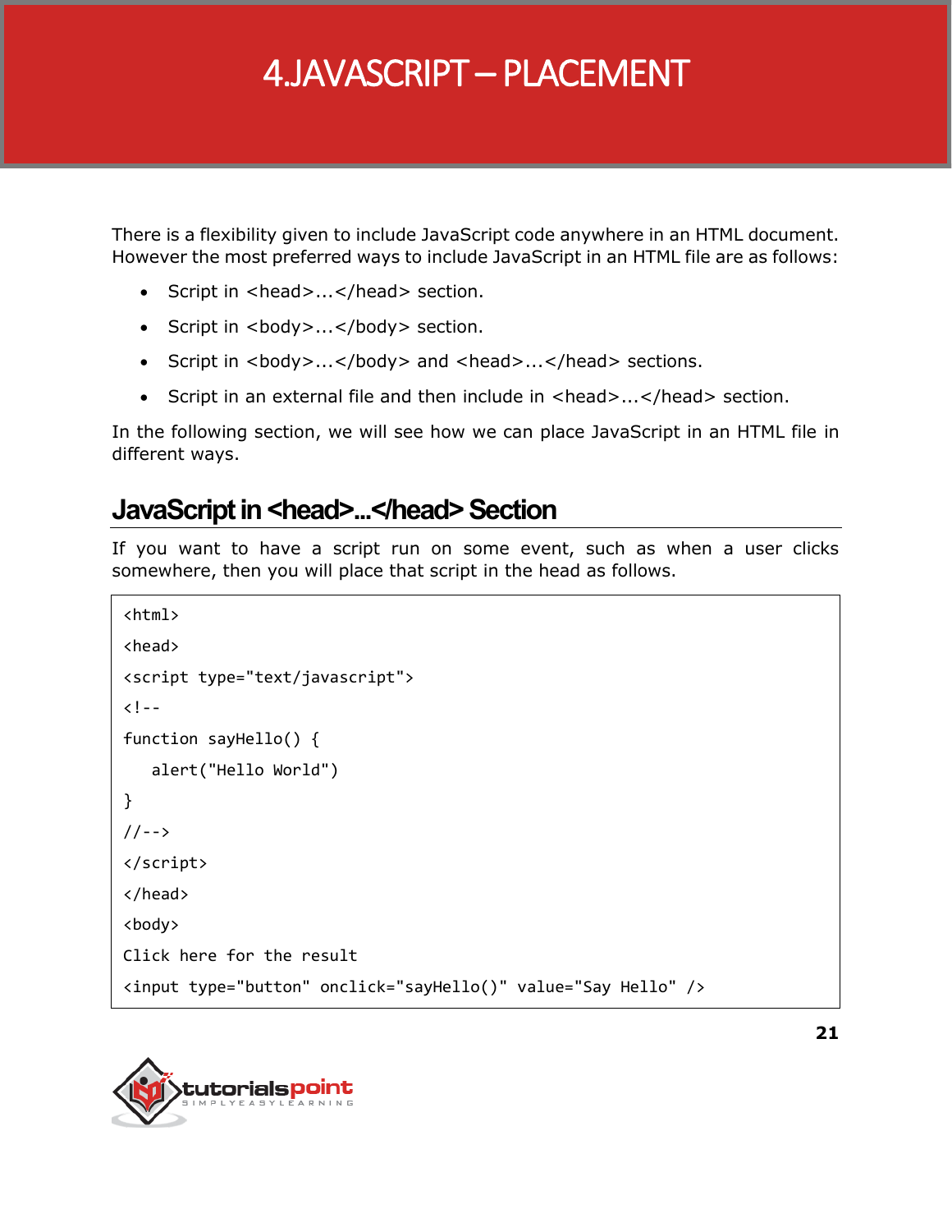# 4.JAVASCRIPT – PLACEMENT

There is a flexibility given to include JavaScript code anywhere in an HTML document. However the most preferred ways to include JavaScript in an HTML file are as follows:

- Script in <head>...</head> section.
- Script in <body>...</body> section.
- Script in <body>...</body> and <head>...</head> sections.
- Script in an external file and then include in <head>...</head> section.

In the following section, we will see how we can place JavaScript in an HTML file in different ways.

## JavaScript in <head>...</head> Section

If you want to have a script run on some event, such as when a user clicks somewhere, then you will place that script in the head as follows.

```
<html>
<head>
<script type="text/javascript">
<!--
function sayHello() {
   alert("Hello World")
}
//-->
</script>
</head>
<body>
Click here for the result
<input type="button" onclick="sayHello()" value="Say Hello" />
```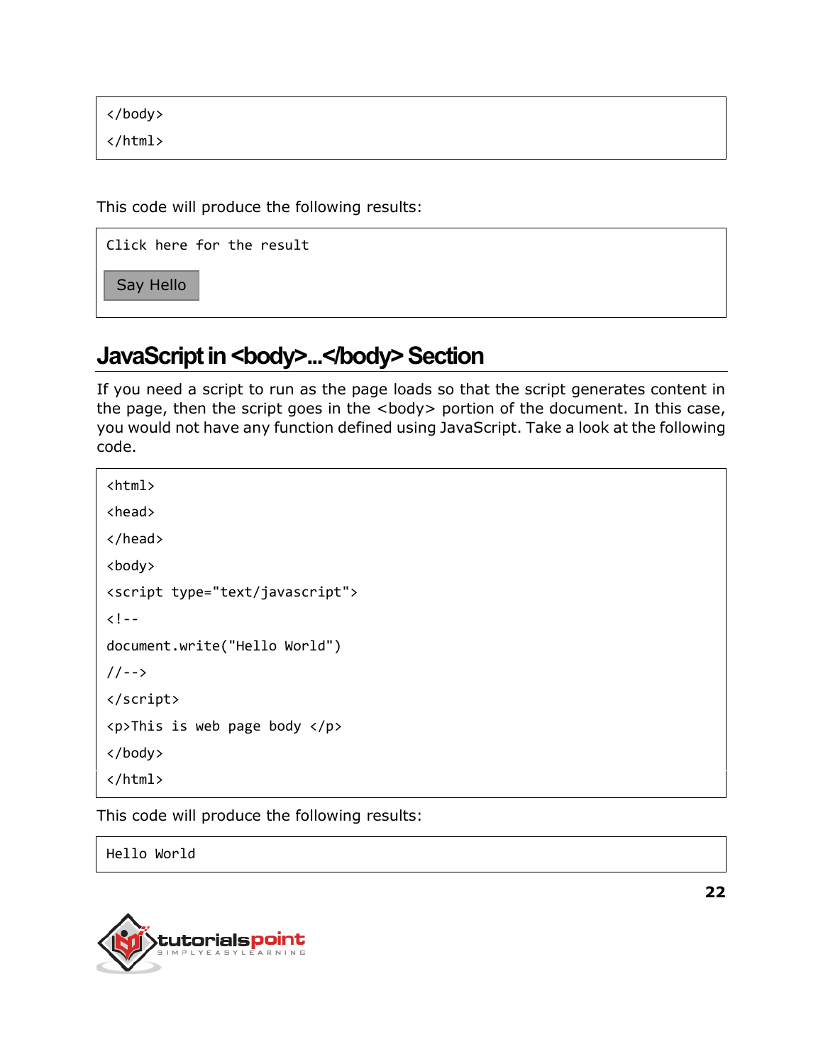```
</body>
</html>
```

This code will produce the following results:

```
Click here for the result
Say Hello
```

## JavaScript in <body>...</body> Section

If you need a script to run as the page loads so that the script generates content in the page, then the script goes in the <body> portion of the document. In this case, you would not have any function defined using JavaScript. Take a look at the following code.

```
<html>
<head>
</head>
<body>
<script type="text/javascript">
<!--
document.write("Hello World")
//-->
</script>
<p>This is web page body </p>
</body>
</html>
```

This code will produce the following results:

```
Hello World
```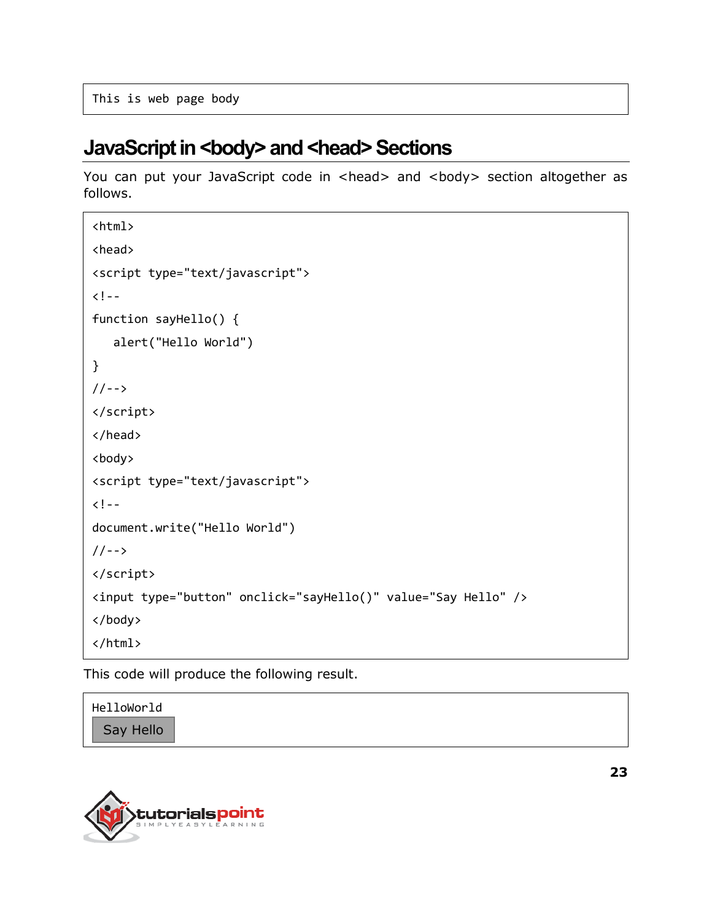```
This is web page body
```

## JavaScript in <body> and <head> Sections

You can put your JavaScript code in <head> and <body> section altogether as follows.

```
<html>
<head>
<script type="text/javascript">
<!--
function sayHello() {
   alert("Hello World")
}
//-->
</script>
</head>
<body>
<script type="text/javascript">
<!--
document.write("Hello World")
//-->
</script>
<input type="button" onclick="sayHello()" value="Say Hello" />
</body>
</html>
```

This code will produce the following result.

```
HelloWorld
Say Hello
```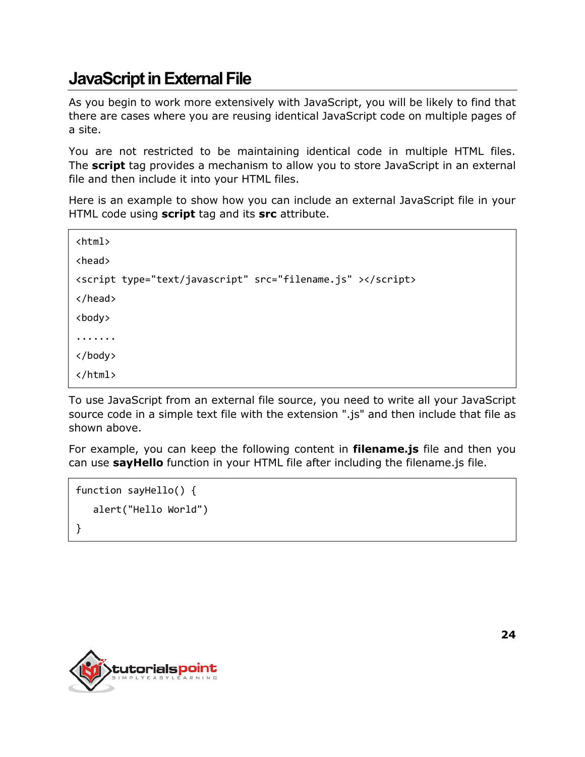## JavaScript in External File

As you begin to work more extensively with JavaScript, you will be likely to find that there are cases where you are reusing identical JavaScript code on multiple pages of a site.

You are not restricted to be maintaining identical code in multiple HTML files. The **script** tag provides a mechanism to allow you to store JavaScript in an external file and then include it into your HTML files.

Here is an example to show how you can include an external JavaScript file in your HTML code using **script** tag and its **src** attribute.

```
<html>
<head>
<script type="text/javascript" src="filename.js" ></script>
</head>
<body>
.......
</body>
</html>
```

To use JavaScript from an external file source, you need to write all your JavaScript source code in a simple text file with the extension ".js" and then include that file as shown above.

For example, you can keep the following content in **filename.js** file and then you can use **sayHello** function in your HTML file after including the filename.js file.

```
function sayHello() {
   alert("Hello World")
}
```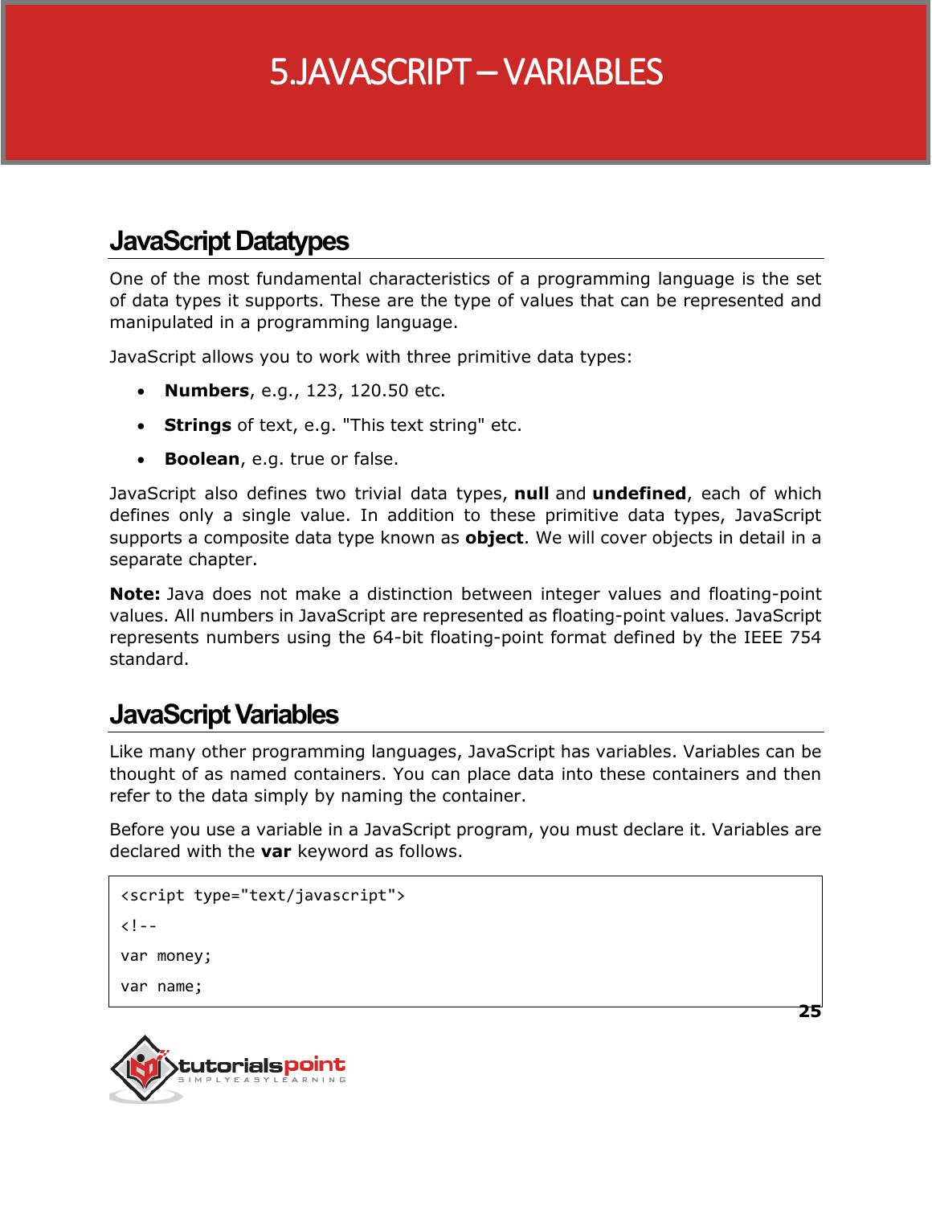# 5.JAVASCRIPT – VARIABLES

## JavaScript Datatypes

One of the most fundamental characteristics of a programming language is the set of data types it supports. These are the type of values that can be represented and manipulated in a programming language.

JavaScript allows you to work with three primitive data types:

- **Numbers**, e.g., 123, 120.50 etc.
- **Strings** of text, e.g. "This text string" etc.
- **Boolean**, e.g. true or false.

JavaScript also defines two trivial data types, **null** and **undefined**, each of which defines only a single value. In addition to these primitive data types, JavaScript supports a composite data type known as **object**. We will cover objects in detail in a separate chapter.

**Note:** Java does not make a distinction between integer values and floating-point values. All numbers in JavaScript are represented as floating-point values. JavaScript represents numbers using the 64-bit floating-point format defined by the IEEE 754 standard.

## JavaScript Variables

Like many other programming languages, JavaScript has variables. Variables can be thought of as named containers. You can place data into these containers and then refer to the data simply by naming the container.

Before you use a variable in a JavaScript program, you must declare it. Variables are declared with the **var** keyword as follows.

```
<script type="text/javascript">
<!--
var money;
var name;
```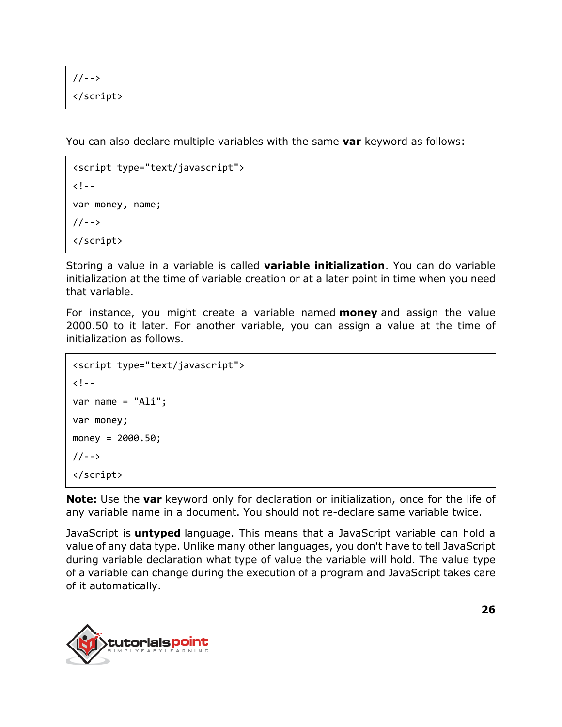```
//-->
</script>
```

You can also declare multiple variables with the same **var** keyword as follows:

```
<script type="text/javascript">
<!--
var money, name;
//-->
</script>
```

Storing a value in a variable is called **variable initialization**. You can do variable initialization at the time of variable creation or at a later point in time when you need that variable.

For instance, you might create a variable named **money** and assign the value 2000.50 to it later. For another variable, you can assign a value at the time of initialization as follows.

```
<script type="text/javascript">
<!--
var name = "Ali";
var money;
money = 2000.50;
//-->
</script>
```

**Note:** Use the **var** keyword only for declaration or initialization, once for the life of any variable name in a document. You should not re-declare same variable twice.

JavaScript is **untyped** language. This means that a JavaScript variable can hold a value of any data type. Unlike many other languages, you don't have to tell JavaScript during variable declaration what type of value the variable will hold. The value type of a variable can change during the execution of a program and JavaScript takes care of it automatically.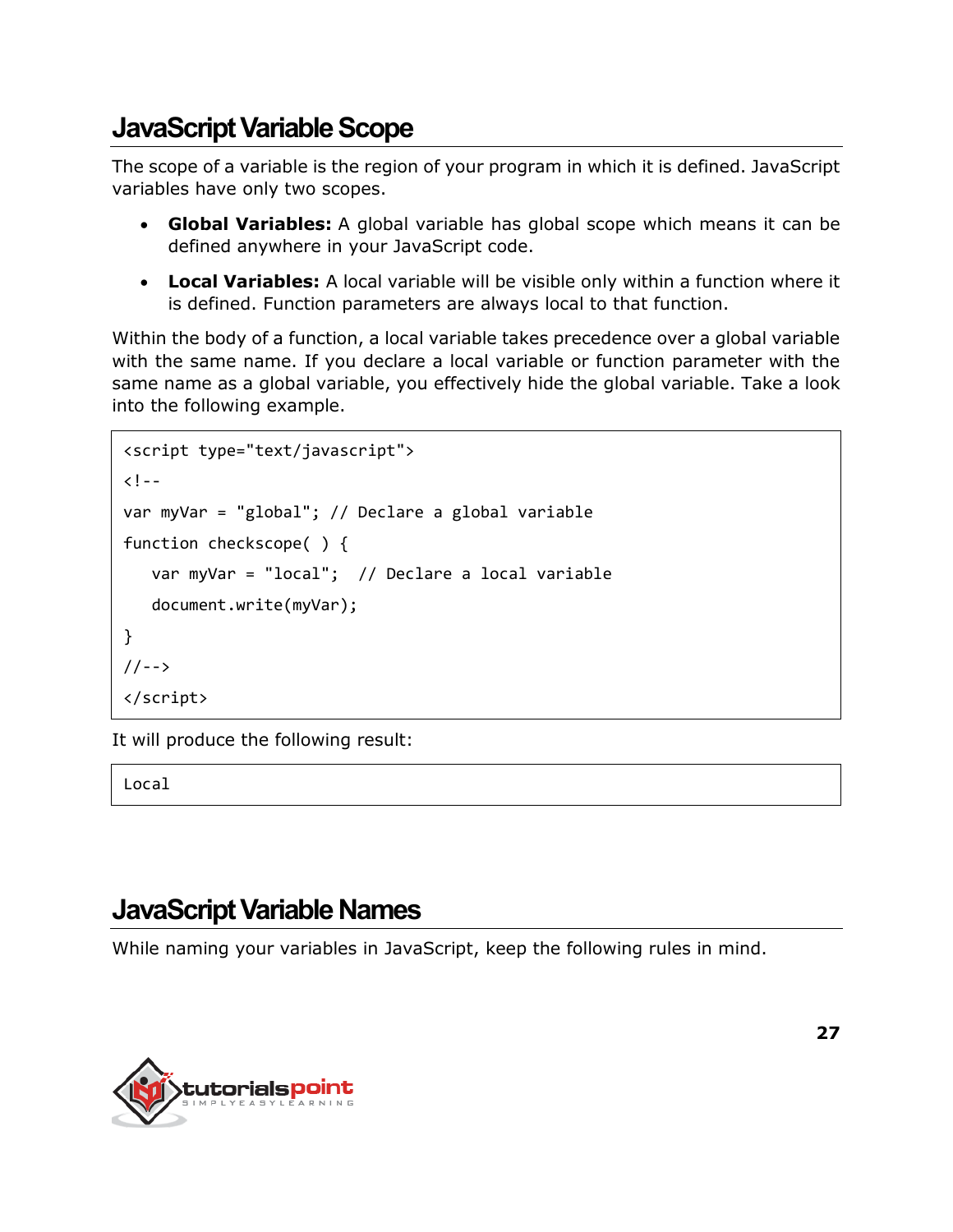## JavaScript Variable Scope

The scope of a variable is the region of your program in which it is defined. JavaScript variables have only two scopes.

- **Global Variables:** A global variable has global scope which means it can be defined anywhere in your JavaScript code.
- **Local Variables:** A local variable will be visible only within a function where it is defined. Function parameters are always local to that function.

Within the body of a function, a local variable takes precedence over a global variable with the same name. If you declare a local variable or function parameter with the same name as a global variable, you effectively hide the global variable. Take a look into the following example.

```
<script type="text/javascript">
<!--
var myVar = "global"; // Declare a global variable
function checkscope( ) {
   var myVar = "local";  // Declare a local variable
   document.write(myVar);
}
//-->
</script>
```

It will produce the following result:

```
Local
```

## JavaScript Variable Names

While naming your variables in JavaScript, keep the following rules in mind.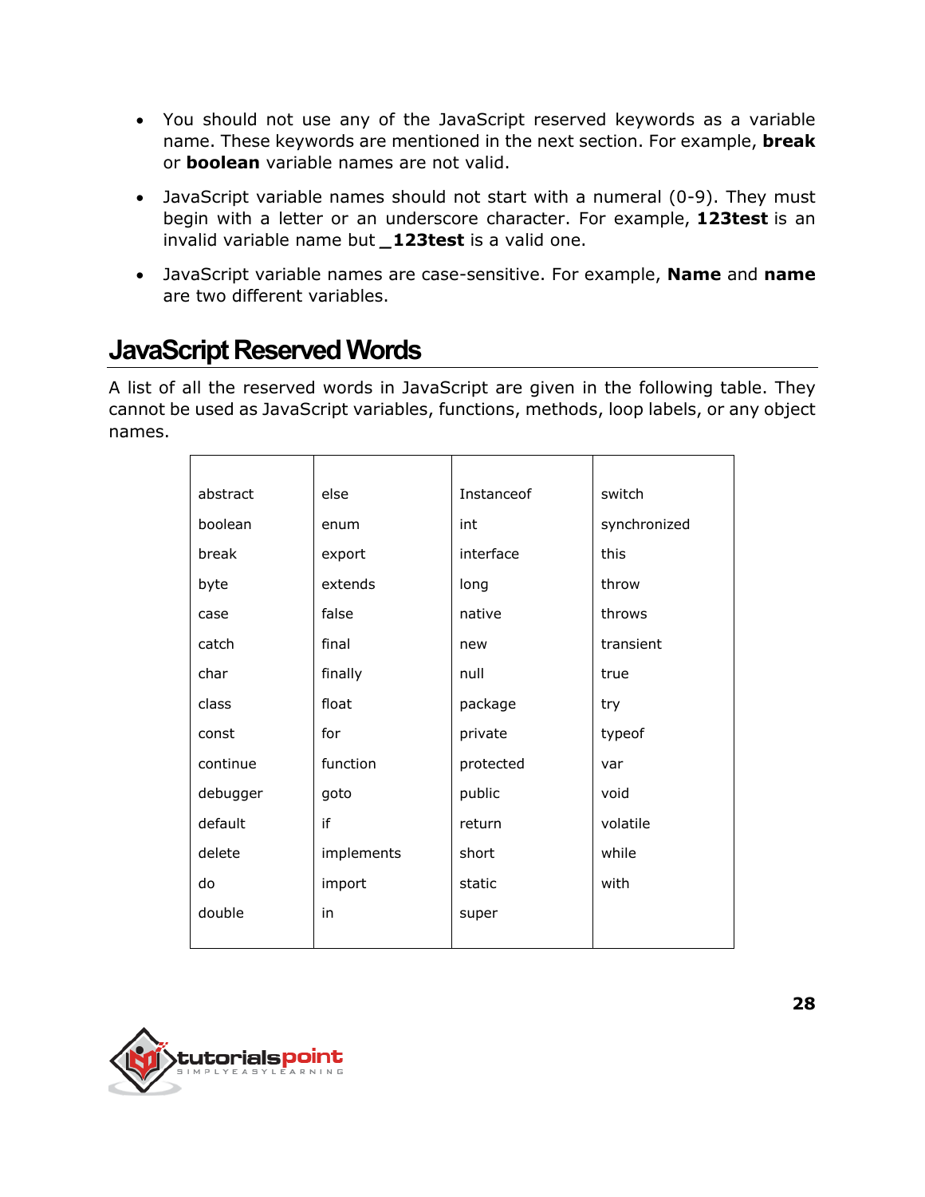- You should not use any of the JavaScript reserved keywords as a variable name. These keywords are mentioned in the next section. For example, **break** or **boolean** variable names are not valid.

- JavaScript variable names should not start with a numeral (0-9). They must begin with a letter or an underscore character. For example, **123test** is an invalid variable name but **_123test** is a valid one.

- JavaScript variable names are case-sensitive. For example, **Name** and **name** are two different variables.

## JavaScript Reserved Words

A list of all the reserved words in JavaScript are given in the following table. They cannot be used as JavaScript variables, functions, methods, loop labels, or any object names.

| | | | |
|---|---|---|---|
| abstract | else | Instanceof | switch |
| boolean | enum | int | synchronized |
| break | export | interface | this |
| byte | extends | long | throw |
| case | false | native | throws |
| catch | final | new | transient |
| char | finally | null | true |
| class | float | package | try |
| const | for | private | typeof |
| continue | function | protected | var |
| debugger | goto | public | void |
| default | if | return | volatile |
| delete | implements | short | while |
| do | import | static | with |
| double | in | super | |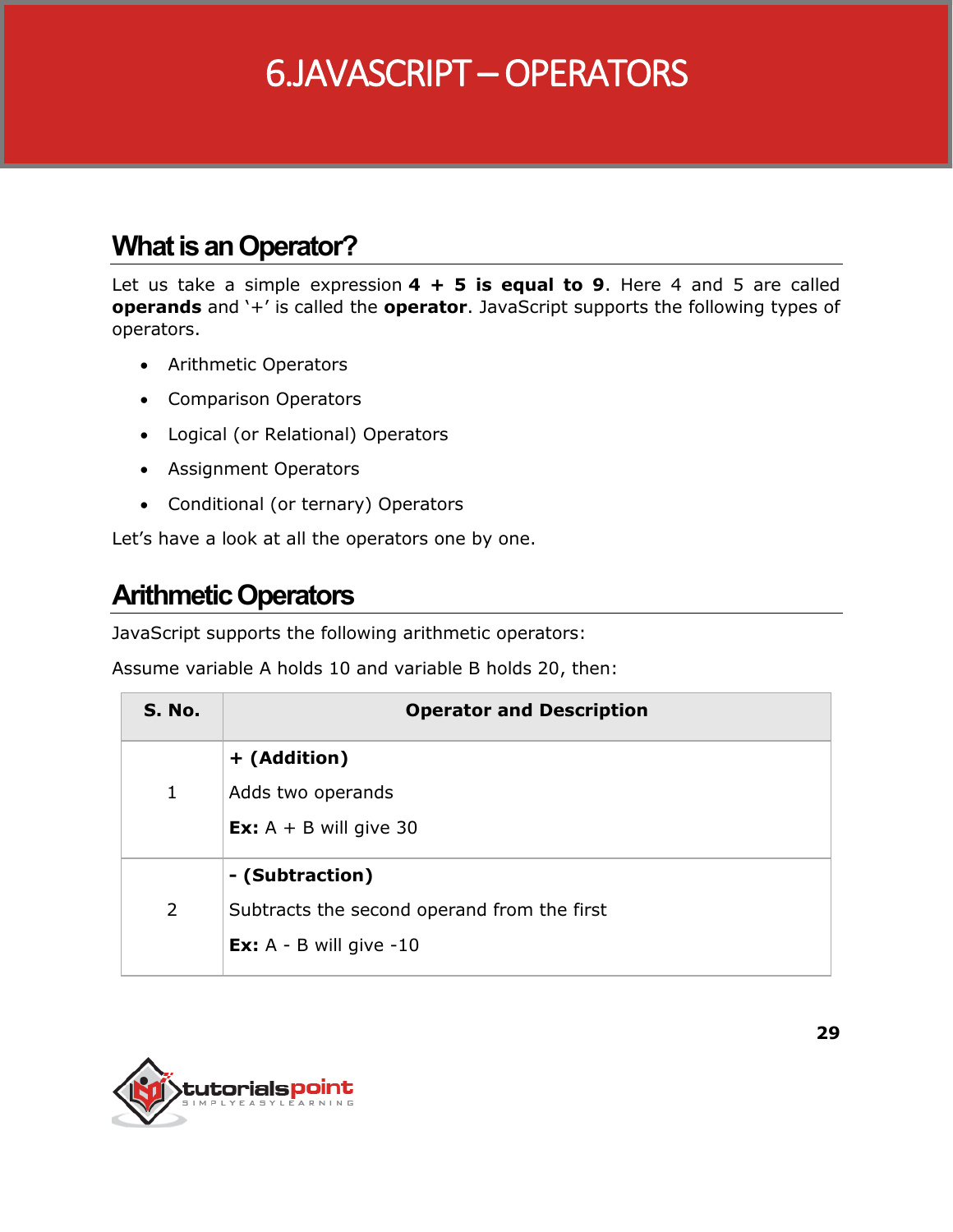# 6. JAVASCRIPT – OPERATORS

## What is an Operator?

Let us take a simple expression **4 + 5 is equal to 9**. Here 4 and 5 are called **operands** and '+' is called the **operator**. JavaScript supports the following types of operators.

- Arithmetic Operators
- Comparison Operators
- Logical (or Relational) Operators
- Assignment Operators
- Conditional (or ternary) Operators

Let's have a look at all the operators one by one.

## Arithmetic Operators

JavaScript supports the following arithmetic operators:

Assume variable A holds 10 and variable B holds 20, then:

| S. No. | Operator and Description |
|---|---|
| 1 | **+ (Addition)**<br>Adds two operands<br>**Ex:** A + B will give 30 |
| 2 | **- (Subtraction)**<br>Subtracts the second operand from the first<br>**Ex:** A - B will give -10 |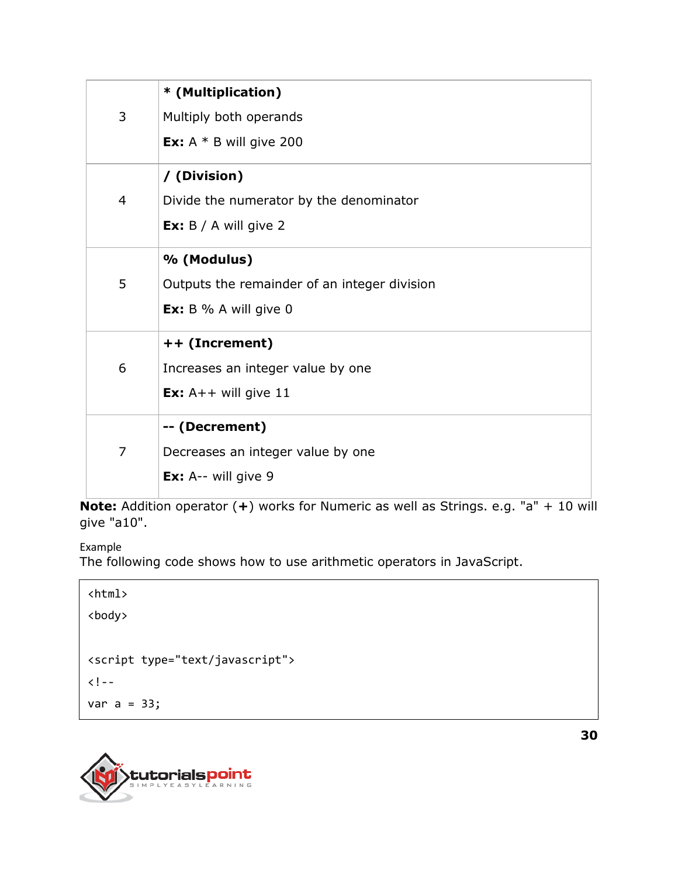| | |
|---|---|
| 3 | **\* (Multiplication)**<br>Multiply both operands<br>**Ex:** A * B will give 200 |
| 4 | **/ (Division)**<br>Divide the numerator by the denominator<br>**Ex:** B / A will give 2 |
| 5 | **% (Modulus)**<br>Outputs the remainder of an integer division<br>**Ex:** B % A will give 0 |
| 6 | **++ (Increment)**<br>Increases an integer value by one<br>**Ex:** A++ will give 11 |
| 7 | **-- (Decrement)**<br>Decreases an integer value by one<br>**Ex:** A-- will give 9 |

**Note:** Addition operator (**+**) works for Numeric as well as Strings. e.g. "a" + 10 will give "a10".

Example

The following code shows how to use arithmetic operators in JavaScript.

```
<html>
<body>

<script type="text/javascript">
<!--
var a = 33;
```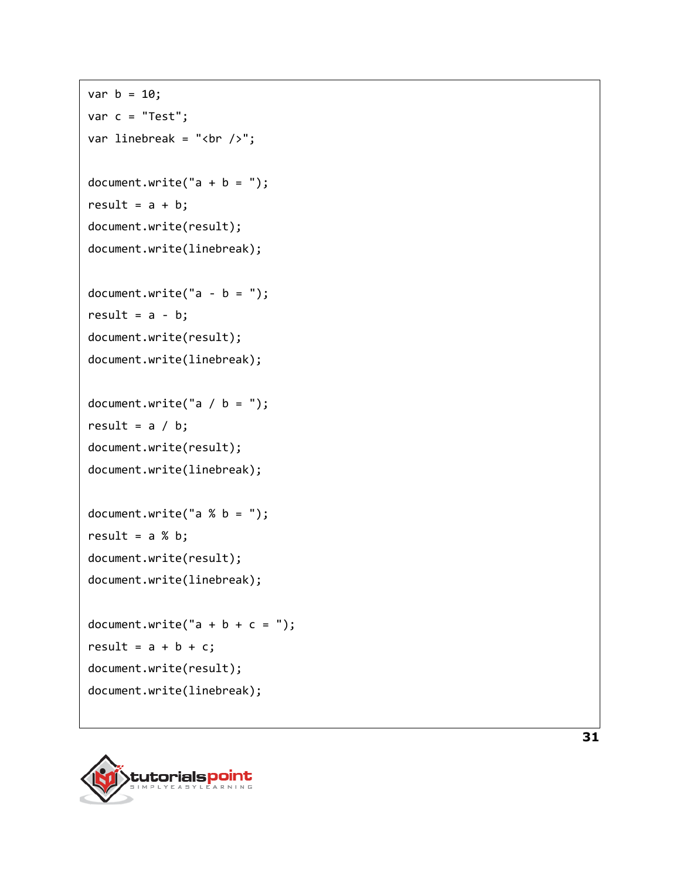```
var b = 10;
var c = "Test";
var linebreak = "<br />";

document.write("a + b = ");
result = a + b;
document.write(result);
document.write(linebreak);

document.write("a - b = ");
result = a - b;
document.write(result);
document.write(linebreak);

document.write("a / b = ");
result = a / b;
document.write(result);
document.write(linebreak);

document.write("a % b = ");
result = a % b;
document.write(result);
document.write(linebreak);

document.write("a + b + c = ");
result = a + b + c;
document.write(result);
document.write(linebreak);
```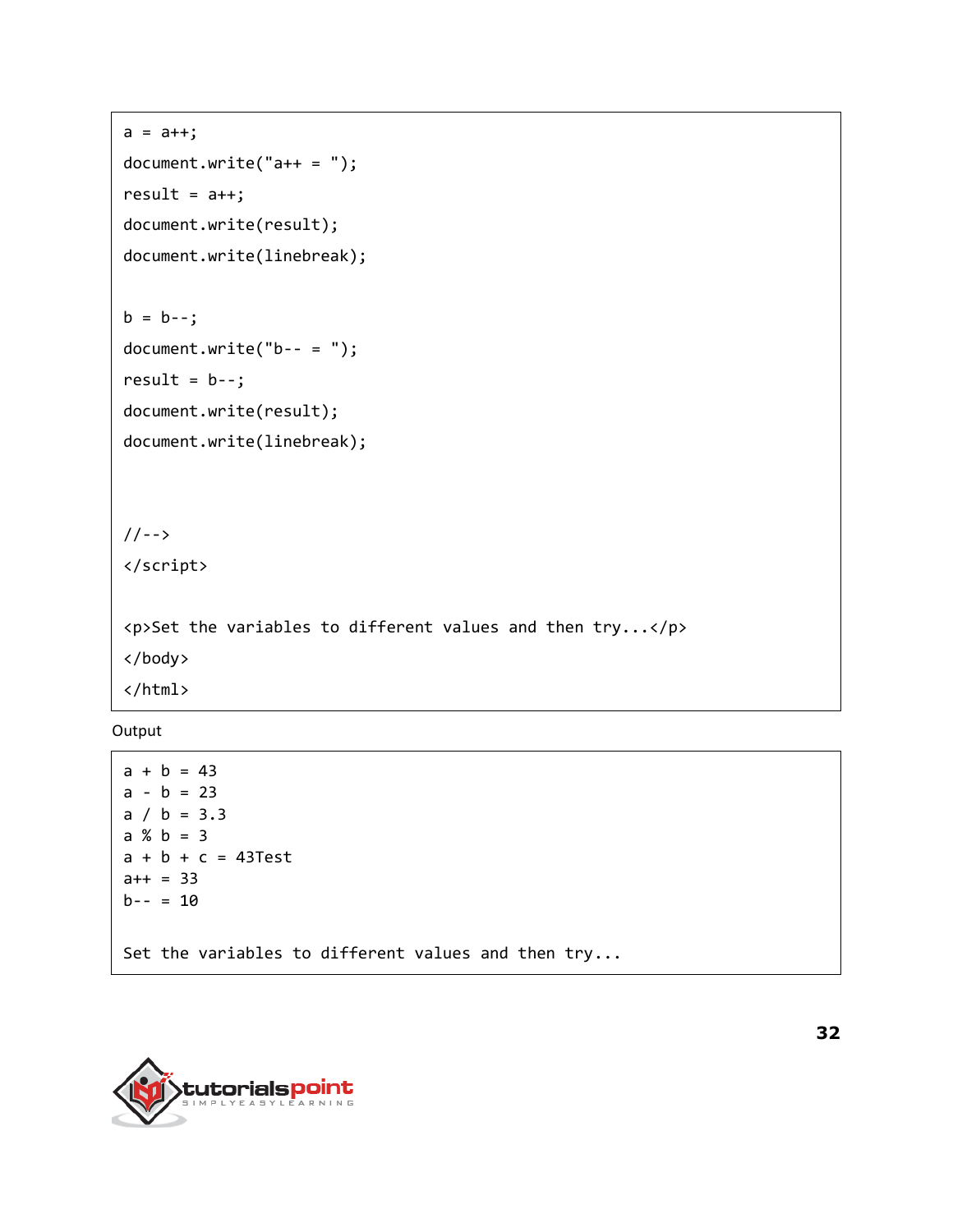```
a = a++;
document.write("a++ = ");
result = a++;
document.write(result);
document.write(linebreak);

b = b--;
document.write("b-- = ");
result = b--;
document.write(result);
document.write(linebreak);



//-->
</script>

<p>Set the variables to different values and then try...</p>
</body>
</html>
```

Output

```
a + b = 43
a - b = 23
a / b = 3.3
a % b = 3
a + b + c = 43Test
a++ = 33
b-- = 10

Set the variables to different values and then try...
```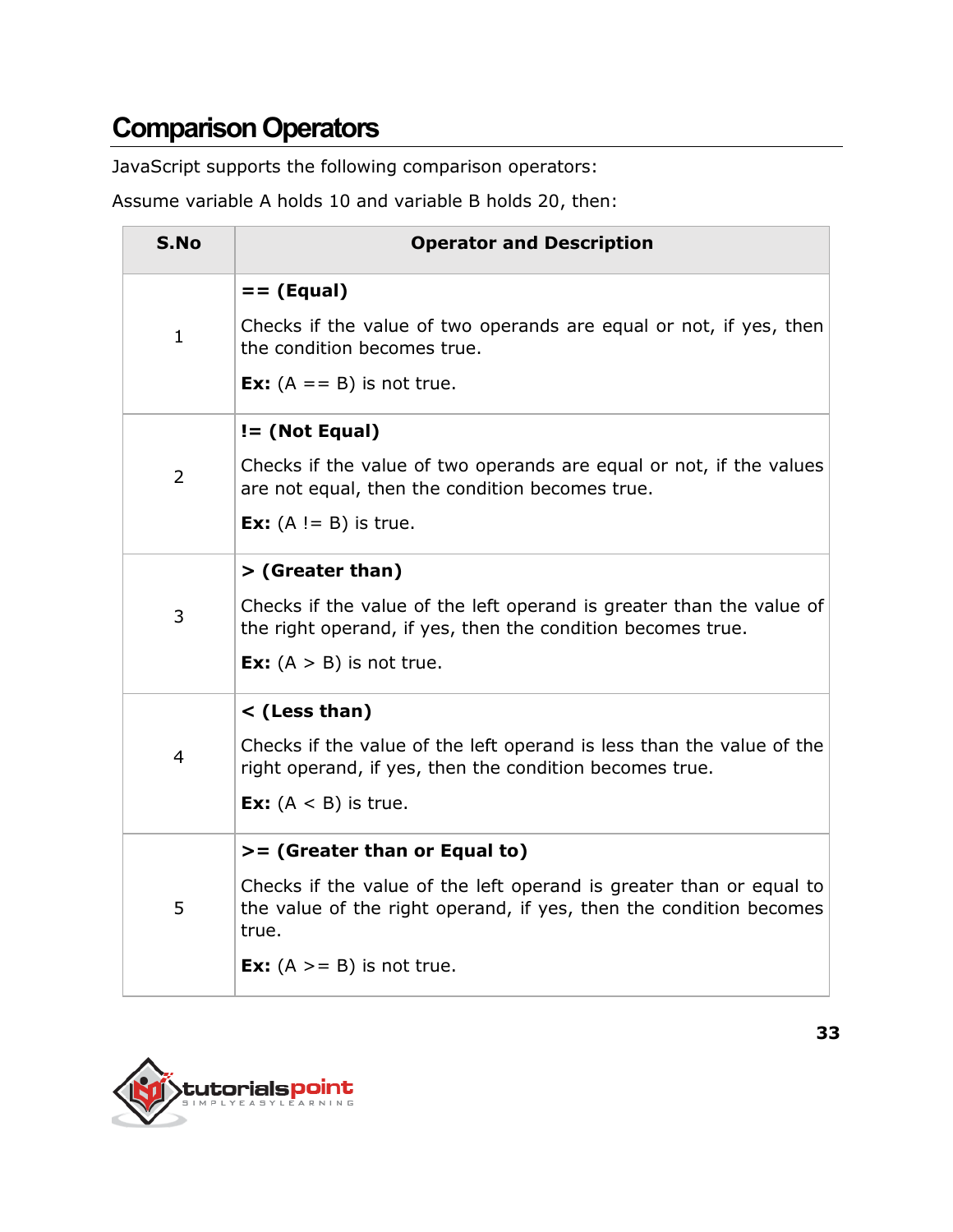## Comparison Operators

JavaScript supports the following comparison operators:

Assume variable A holds 10 and variable B holds 20, then:

| S.No | Operator and Description |
| --- | --- |
| 1 | **== (Equal)**<br><br>Checks if the value of two operands are equal or not, if yes, then the condition becomes true.<br><br>**Ex:** (A == B) is not true. |
| 2 | **!= (Not Equal)**<br><br>Checks if the value of two operands are equal or not, if the values are not equal, then the condition becomes true.<br><br>**Ex:** (A != B) is true. |
| 3 | **> (Greater than)**<br><br>Checks if the value of the left operand is greater than the value of the right operand, if yes, then the condition becomes true.<br><br>**Ex:** (A > B) is not true. |
| 4 | **< (Less than)**<br><br>Checks if the value of the left operand is less than the value of the right operand, if yes, then the condition becomes true.<br><br>**Ex:** (A < B) is true. |
| 5 | **>= (Greater than or Equal to)**<br><br>Checks if the value of the left operand is greater than or equal to the value of the right operand, if yes, then the condition becomes true.<br><br>**Ex:** (A >= B) is not true. |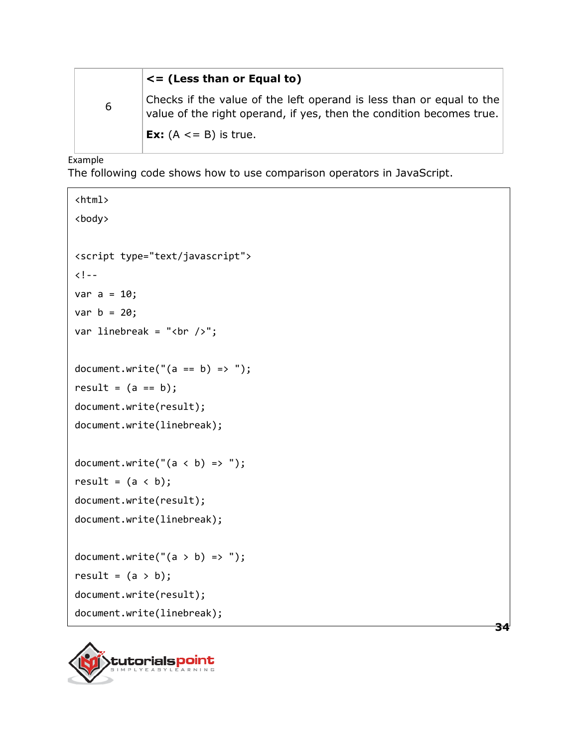| 6 | **<= (Less than or Equal to)**<br>Checks if the value of the left operand is less than or equal to the value of the right operand, if yes, then the condition becomes true.<br>**Ex:** (A <= B) is true. |
|---|---|

Example

The following code shows how to use comparison operators in JavaScript.

```
<html>
<body>

<script type="text/javascript">
<!--
var a = 10;
var b = 20;
var linebreak = "<br />";

document.write("(a == b) => ");
result = (a == b);
document.write(result);
document.write(linebreak);

document.write("(a < b) => ");
result = (a < b);
document.write(result);
document.write(linebreak);

document.write("(a > b) => ");
result = (a > b);
document.write(result);
document.write(linebreak);
```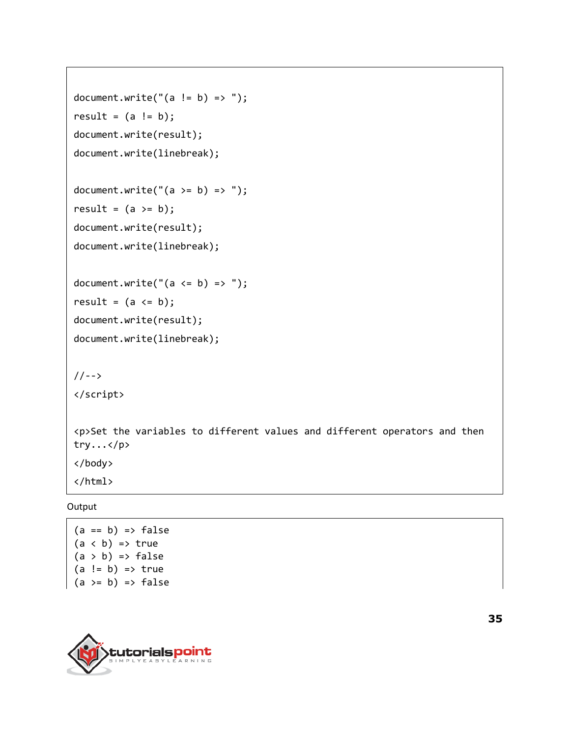```
document.write("(a != b) => ");
result = (a != b);
document.write(result);
document.write(linebreak);

document.write("(a >= b) => ");
result = (a >= b);
document.write(result);
document.write(linebreak);

document.write("(a <= b) => ");
result = (a <= b);
document.write(result);
document.write(linebreak);

//-->
</script>

<p>Set the variables to different values and different operators and then 
try...</p>
</body>
</html>
```

Output

```
(a == b) => false
(a < b) => true
(a > b) => false
(a != b) => true
(a >= b) => false
```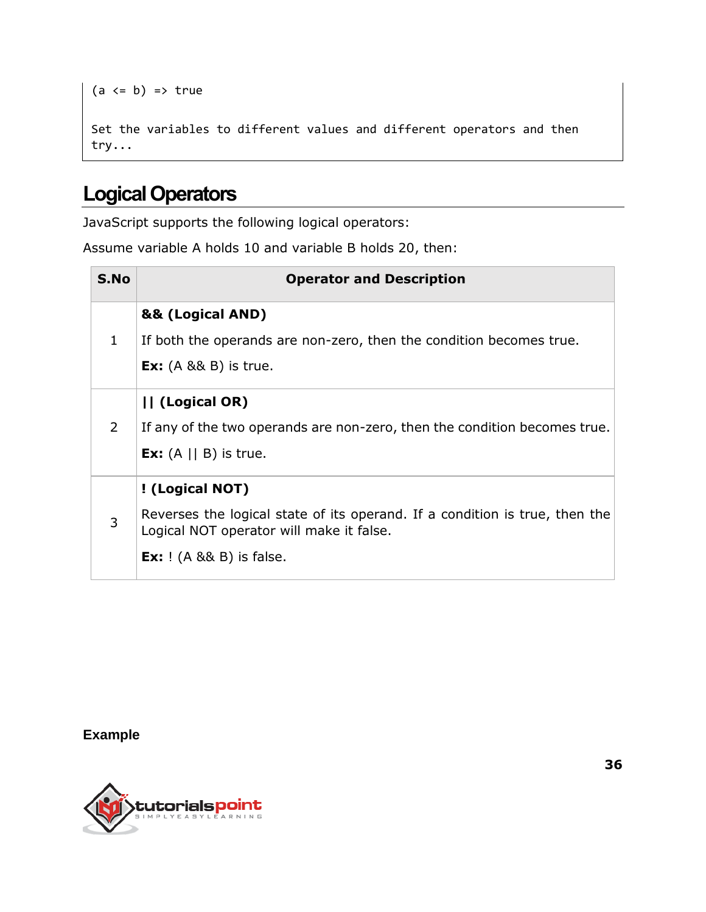```
(a <= b) => true

Set the variables to different values and different operators and then
try...
```

## Logical Operators

JavaScript supports the following logical operators:

Assume variable A holds 10 and variable B holds 20, then:

| S.No | Operator and Description |
|---|---|
| 1 | **&& (Logical AND)**<br>If both the operands are non-zero, then the condition becomes true.<br>**Ex:** (A && B) is true. |
| 2 | **\|\| (Logical OR)**<br>If any of the two operands are non-zero, then the condition becomes true.<br>**Ex:** (A \|\| B) is true. |
| 3 | **! (Logical NOT)**<br>Reverses the logical state of its operand. If a condition is true, then the Logical NOT operator will make it false.<br>**Ex:** ! (A && B) is false. |

**Example**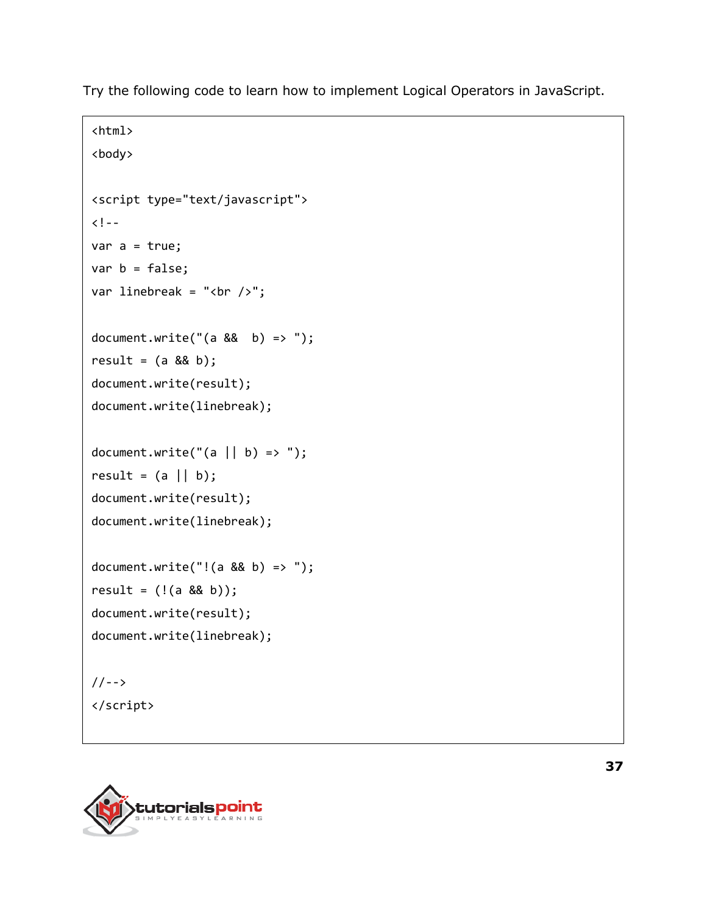Try the following code to learn how to implement Logical Operators in JavaScript.

```
<html>
<body>

<script type="text/javascript">
<!--
var a = true;
var b = false;
var linebreak = "<br />";

document.write("(a &&  b) => ");
result = (a && b);
document.write(result);
document.write(linebreak);

document.write("(a || b) => ");
result = (a || b);
document.write(result);
document.write(linebreak);

document.write("!(a && b) => ");
result = (!(a && b));
document.write(result);
document.write(linebreak);

//-->
</script>
```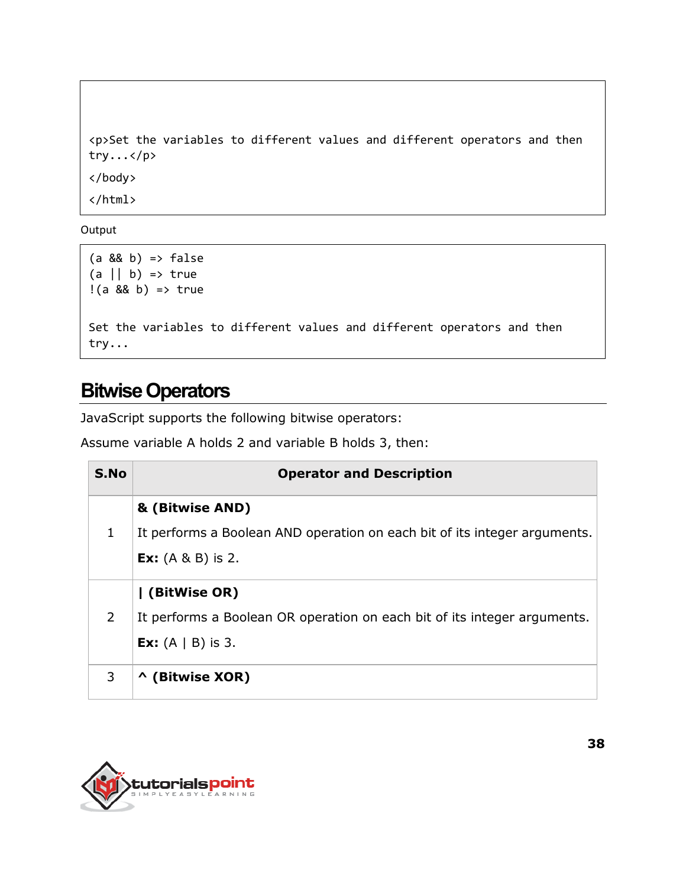```
<p>Set the variables to different values and different operators and then
try...</p>
</body>
</html>
```

Output

```
(a && b) => false
(a || b) => true
!(a && b) => true

Set the variables to different values and different operators and then
try...
```

## Bitwise Operators

JavaScript supports the following bitwise operators:

Assume variable A holds 2 and variable B holds 3, then:

| S.No | Operator and Description |
|---|---|
| 1 | **& (Bitwise AND)**<br>It performs a Boolean AND operation on each bit of its integer arguments.<br>**Ex:** (A & B) is 2. |
| 2 | **\| (BitWise OR)**<br>It performs a Boolean OR operation on each bit of its integer arguments.<br>**Ex:** (A \| B) is 3. |
| 3 | **^ (Bitwise XOR)** |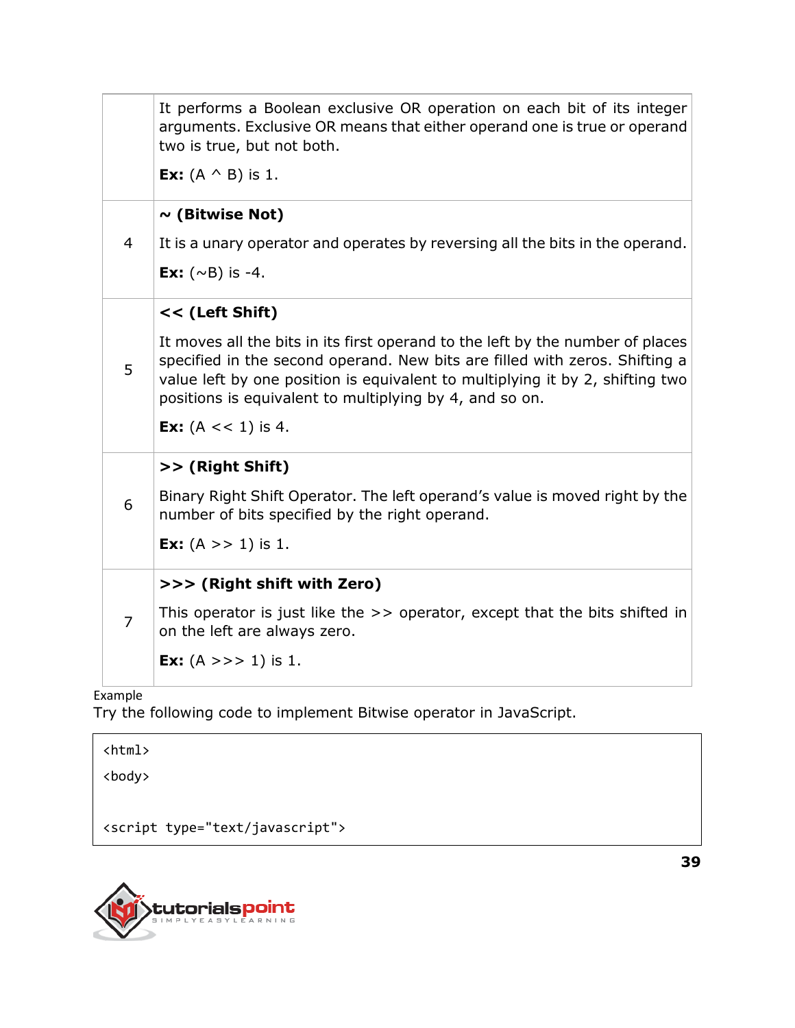|  |  |
|---|---|
|  | It performs a Boolean exclusive OR operation on each bit of its integer arguments. Exclusive OR means that either operand one is true or operand two is true, but not both.<br><br>**Ex:** (A ^ B) is 1. |
| 4 | **~ (Bitwise Not)**<br><br>It is a unary operator and operates by reversing all the bits in the operand.<br><br>**Ex:** (~B) is -4. |
| 5 | **<< (Left Shift)**<br><br>It moves all the bits in its first operand to the left by the number of places specified in the second operand. New bits are filled with zeros. Shifting a value left by one position is equivalent to multiplying it by 2, shifting two positions is equivalent to multiplying by 4, and so on.<br><br>**Ex:** (A << 1) is 4. |
| 6 | **>> (Right Shift)**<br><br>Binary Right Shift Operator. The left operand's value is moved right by the number of bits specified by the right operand.<br><br>**Ex:** (A >> 1) is 1. |
| 7 | **>>> (Right shift with Zero)**<br><br>This operator is just like the >> operator, except that the bits shifted in on the left are always zero.<br><br>**Ex:** (A >>> 1) is 1. |

Example

Try the following code to implement Bitwise operator in JavaScript.

```
<html>
<body>


<script type="text/javascript">
```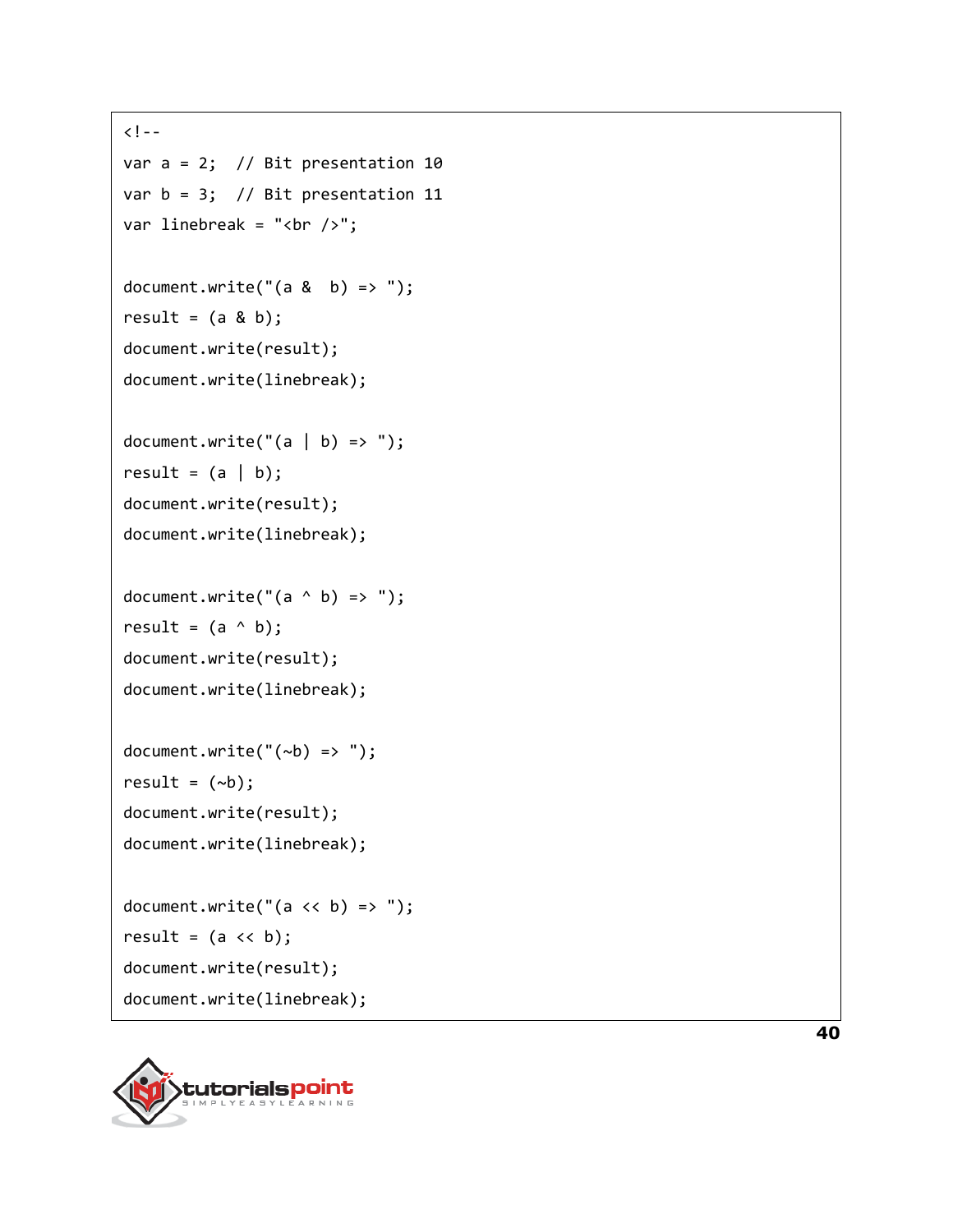```
<!--
var a = 2;  // Bit presentation 10
var b = 3;  // Bit presentation 11
var linebreak = "<br />";

document.write("(a &  b) => ");
result = (a & b);
document.write(result);
document.write(linebreak);

document.write("(a | b) => ");
result = (a | b);
document.write(result);
document.write(linebreak);

document.write("(a ^ b) => ");
result = (a ^ b);
document.write(result);
document.write(linebreak);

document.write("(~b) => ");
result = (~b);
document.write(result);
document.write(linebreak);

document.write("(a << b) => ");
result = (a << b);
document.write(result);
document.write(linebreak);
```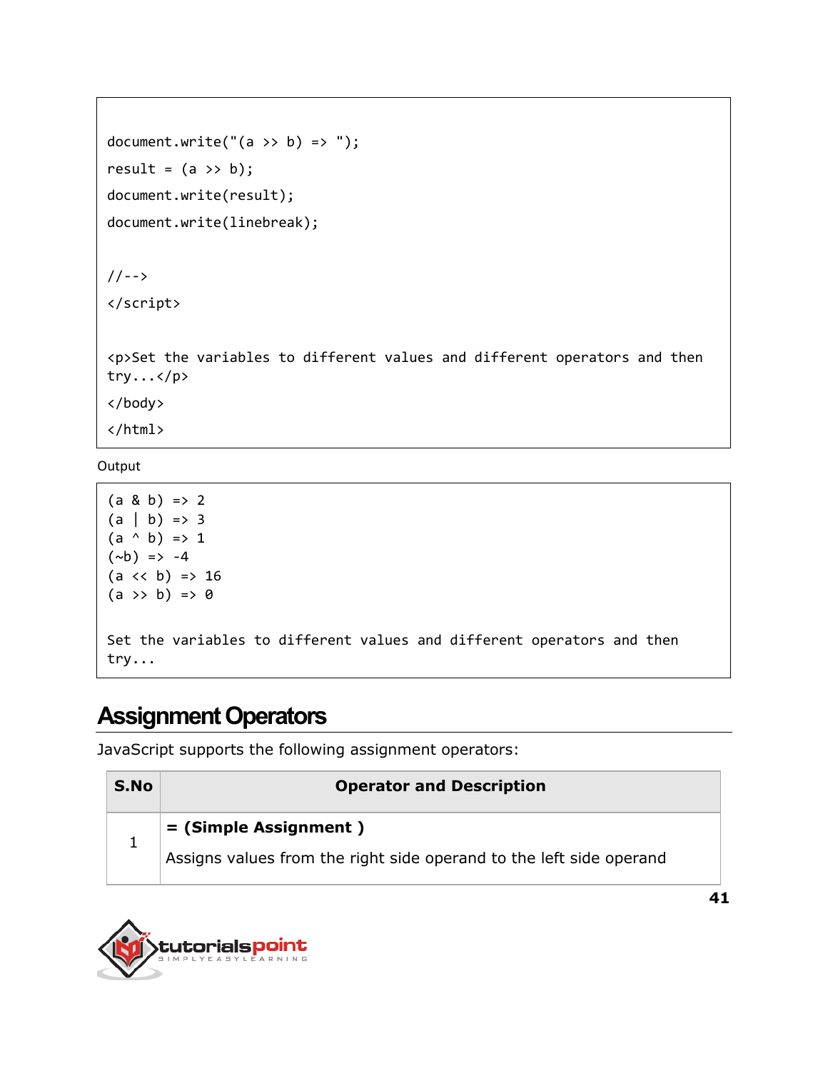```
document.write("(a >> b) => ");
result = (a >> b);
document.write(result);
document.write(linebreak);

//-->
</script>

<p>Set the variables to different values and different operators and then try...</p>
</body>
</html>
```

Output

```
(a & b) => 2
(a | b) => 3
(a ^ b) => 1
(~b) => -4
(a << b) => 16
(a >> b) => 0

Set the variables to different values and different operators and then try...
```

## Assignment Operators

JavaScript supports the following assignment operators:

| S.No | Operator and Description |
|---|---|
| 1 | **= (Simple Assignment )**<br>Assigns values from the right side operand to the left side operand |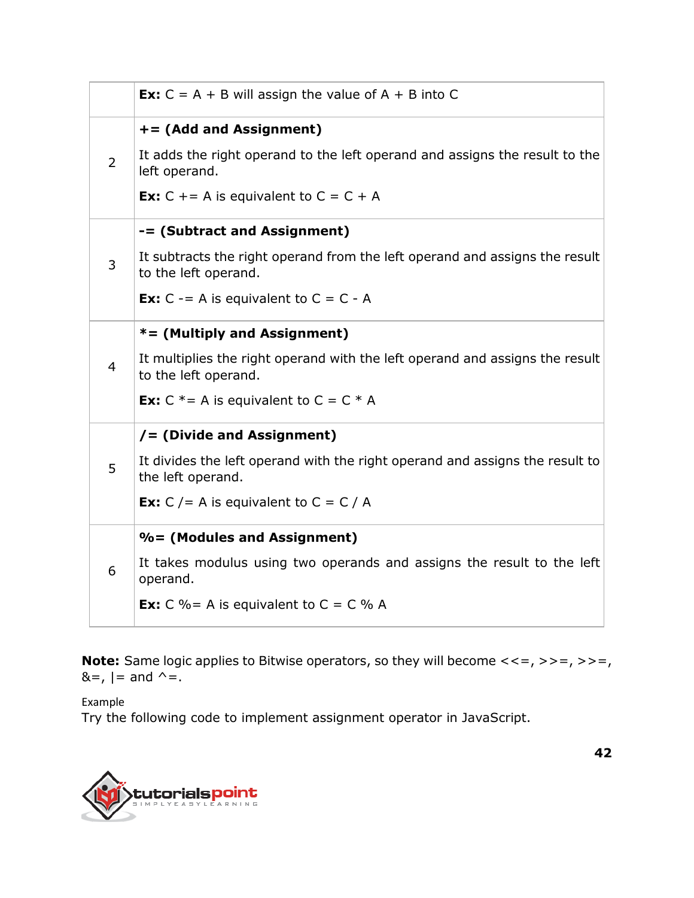| | |
|---|---|
| | **Ex:** C = A + B will assign the value of A + B into C |
| 2 | **+= (Add and Assignment)**<br><br>It adds the right operand to the left operand and assigns the result to the left operand.<br><br>**Ex:** C += A is equivalent to C = C + A |
| 3 | **-= (Subtract and Assignment)**<br><br>It subtracts the right operand from the left operand and assigns the result to the left operand.<br><br>**Ex:** C -= A is equivalent to C = C - A |
| 4 | ***= (Multiply and Assignment)**<br><br>It multiplies the right operand with the left operand and assigns the result to the left operand.<br><br>**Ex:** C *= A is equivalent to C = C * A |
| 5 | **/= (Divide and Assignment)**<br><br>It divides the left operand with the right operand and assigns the result to the left operand.<br><br>**Ex:** C /= A is equivalent to C = C / A |
| 6 | **%= (Modules and Assignment)**<br><br>It takes modulus using two operands and assigns the result to the left operand.<br><br>**Ex:** C %= A is equivalent to C = C % A |

**Note:** Same logic applies to Bitwise operators, so they will become <<=, >>=, >>=, &=, |= and ^=.

Example

Try the following code to implement assignment operator in JavaScript.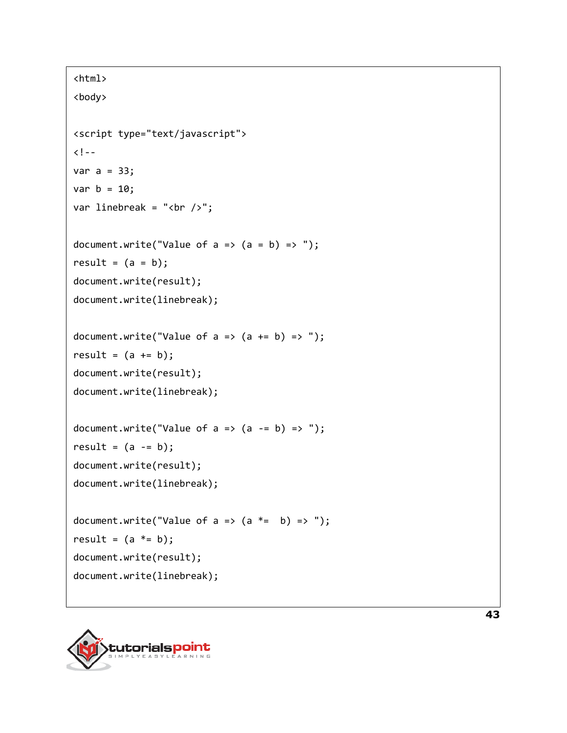```
<html>
<body>

<script type="text/javascript">
<!--
var a = 33;
var b = 10;
var linebreak = "<br />";

document.write("Value of a => (a = b) => ");
result = (a = b);
document.write(result);
document.write(linebreak);

document.write("Value of a => (a += b) => ");
result = (a += b);
document.write(result);
document.write(linebreak);

document.write("Value of a => (a -= b) => ");
result = (a -= b);
document.write(result);
document.write(linebreak);

document.write("Value of a => (a *=  b) => ");
result = (a *= b);
document.write(result);
document.write(linebreak);
```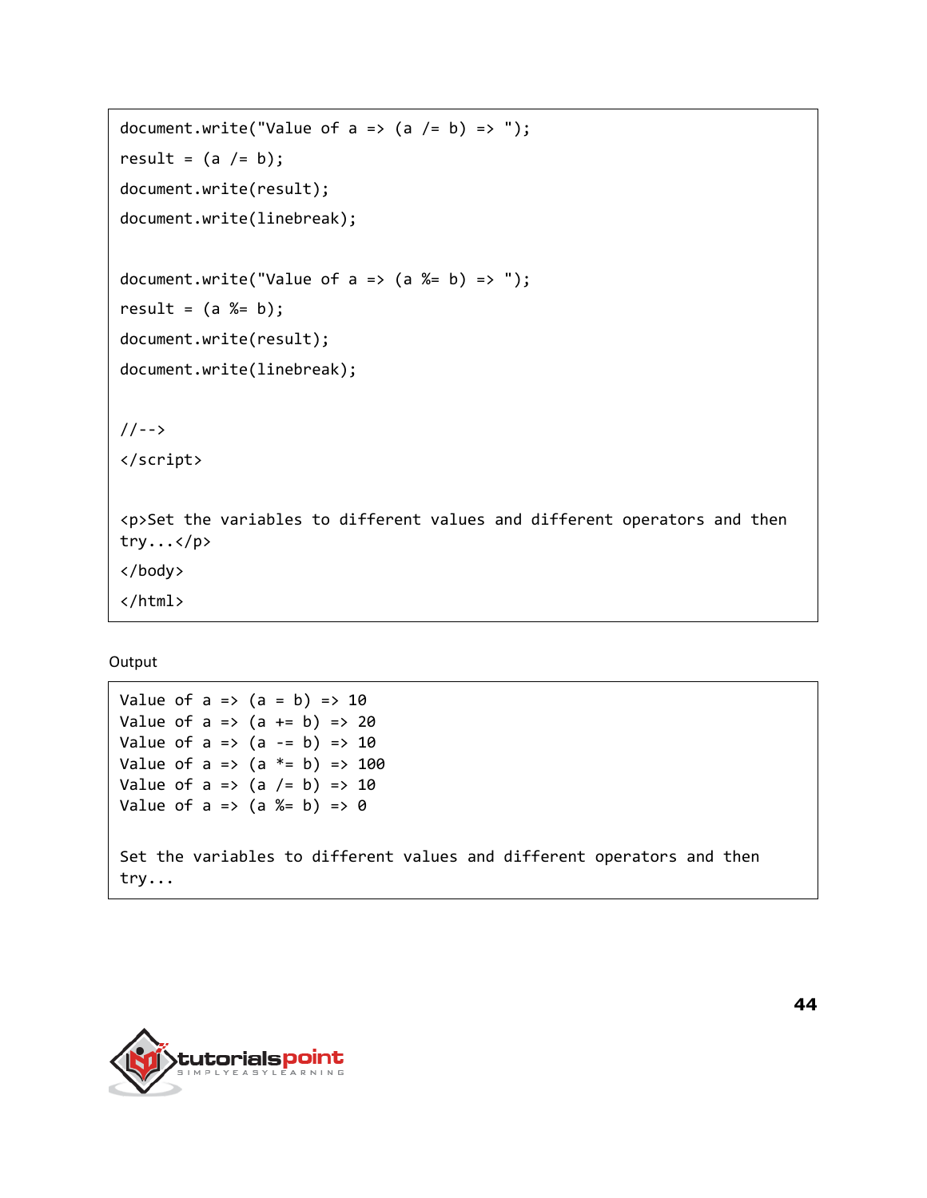```
document.write("Value of a => (a /= b) => ");
result = (a /= b);
document.write(result);
document.write(linebreak);

document.write("Value of a => (a %= b) => ");
result = (a %= b);
document.write(result);
document.write(linebreak);

//-->
</script>

<p>Set the variables to different values and different operators and then
try...</p>
</body>
</html>
```

Output

```
Value of a => (a = b) => 10
Value of a => (a += b) => 20
Value of a => (a -= b) => 10
Value of a => (a *= b) => 100
Value of a => (a /= b) => 10
Value of a => (a %= b) => 0

Set the variables to different values and different operators and then
try...
```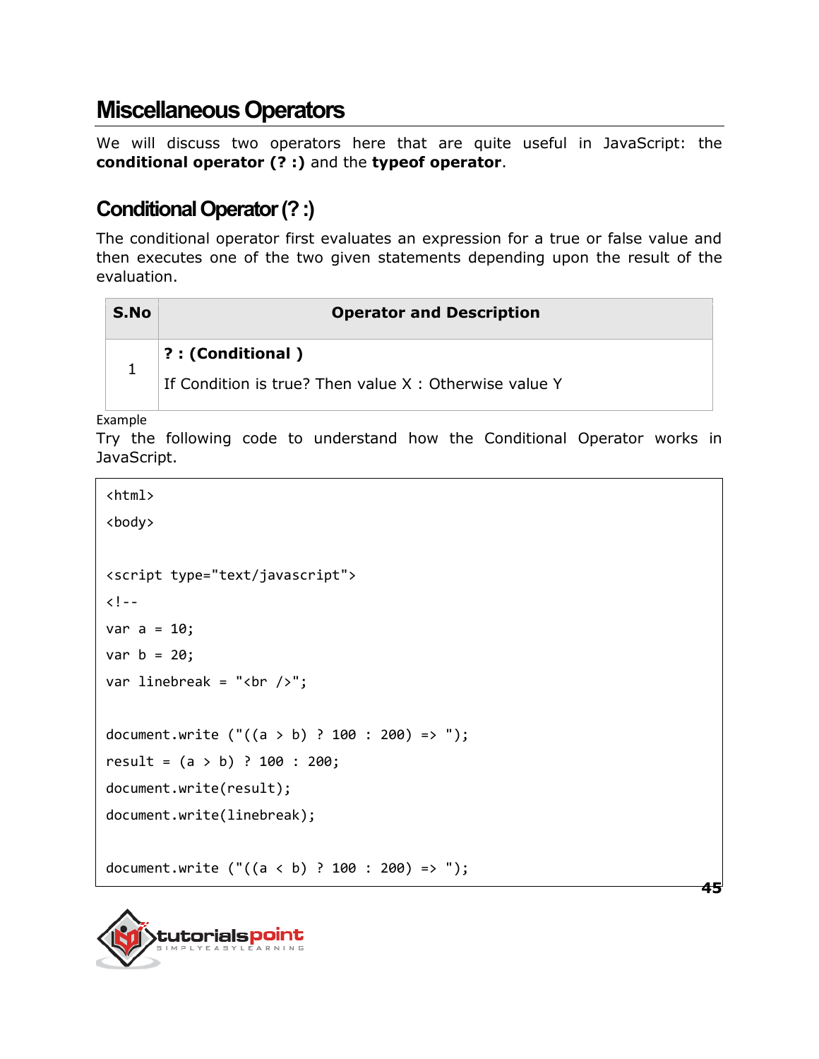## Miscellaneous Operators

We will discuss two operators here that are quite useful in JavaScript: the **conditional operator (? :)** and the **typeof operator**.

## Conditional Operator (? :)

The conditional operator first evaluates an expression for a true or false value and then executes one of the two given statements depending upon the result of the evaluation.

| S.No | Operator and Description |
|---|---|
| 1 | **? : (Conditional )**<br><br>If Condition is true? Then value X : Otherwise value Y |

Example

Try the following code to understand how the Conditional Operator works in JavaScript.

```
<html>
<body>

<script type="text/javascript">
<!--
var a = 10;
var b = 20;
var linebreak = "<br />";

document.write ("((a > b) ? 100 : 200) => ");
result = (a > b) ? 100 : 200;
document.write(result);
document.write(linebreak);

document.write ("((a < b) ? 100 : 200) => ");
```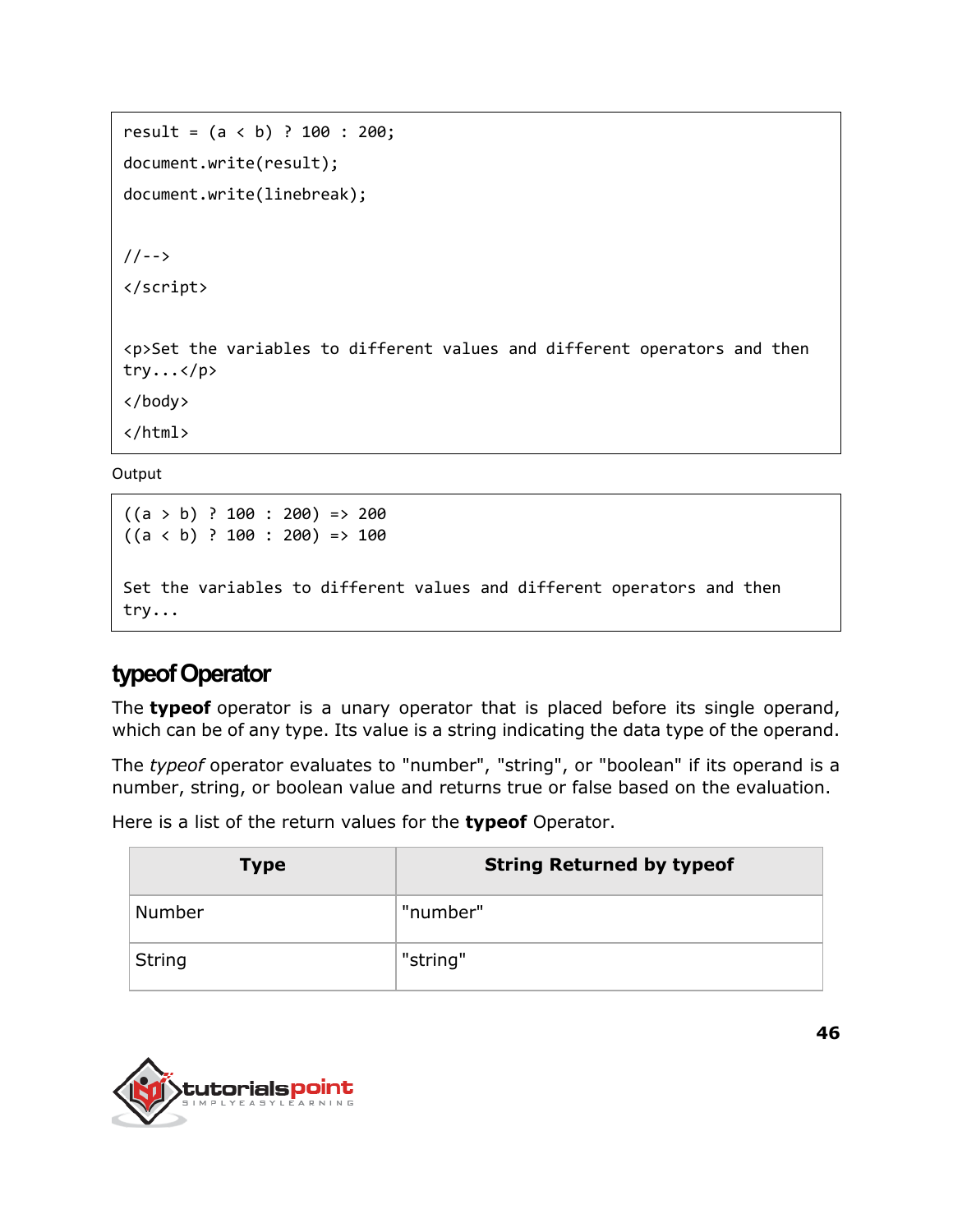```
result = (a < b) ? 100 : 200;
document.write(result);
document.write(linebreak);

//-->
</script>

<p>Set the variables to different values and different operators and then
try...</p>
</body>
</html>
```

Output

```
((a > b) ? 100 : 200) => 200
((a < b) ? 100 : 200) => 100

Set the variables to different values and different operators and then
try...
```

## typeof Operator

The **typeof** operator is a unary operator that is placed before its single operand, which can be of any type. Its value is a string indicating the data type of the operand.

The *typeof* operator evaluates to "number", "string", or "boolean" if its operand is a number, string, or boolean value and returns true or false based on the evaluation.

Here is a list of the return values for the **typeof** Operator.

| Type | String Returned by typeof |
|---|---|
| Number | "number" |
| String | "string" |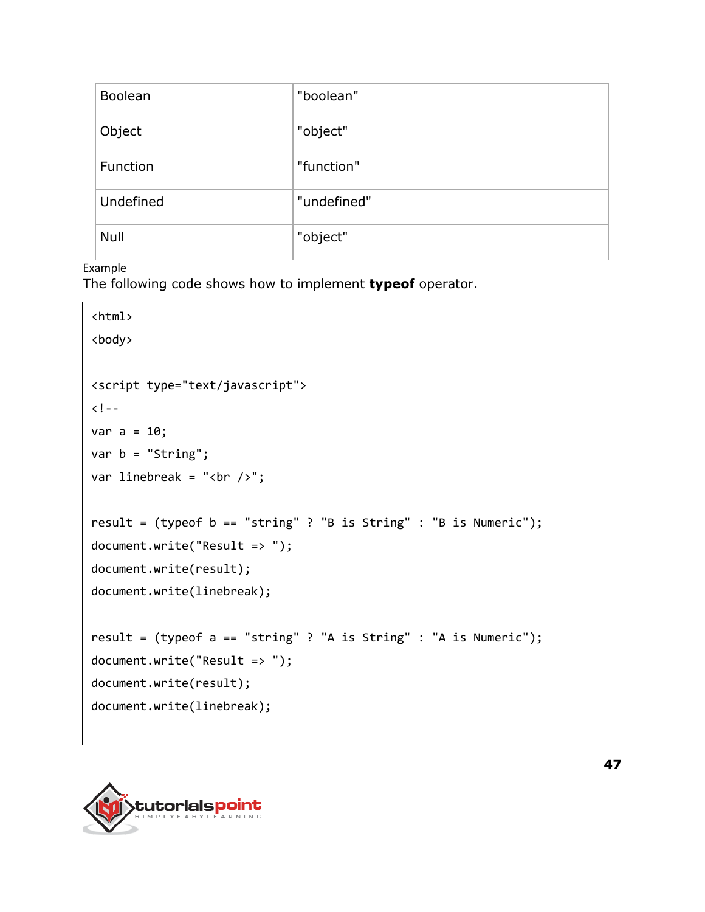| Boolean | "boolean" |
|---|---|
| Object | "object" |
| Function | "function" |
| Undefined | "undefined" |
| Null | "object" |

Example

The following code shows how to implement **typeof** operator.

```
<html>
<body>

<script type="text/javascript">
<!--
var a = 10;
var b = "String";
var linebreak = "<br />";

result = (typeof b == "string" ? "B is String" : "B is Numeric");
document.write("Result => ");
document.write(result);
document.write(linebreak);

result = (typeof a == "string" ? "A is String" : "A is Numeric");
document.write("Result => ");
document.write(result);
document.write(linebreak);
```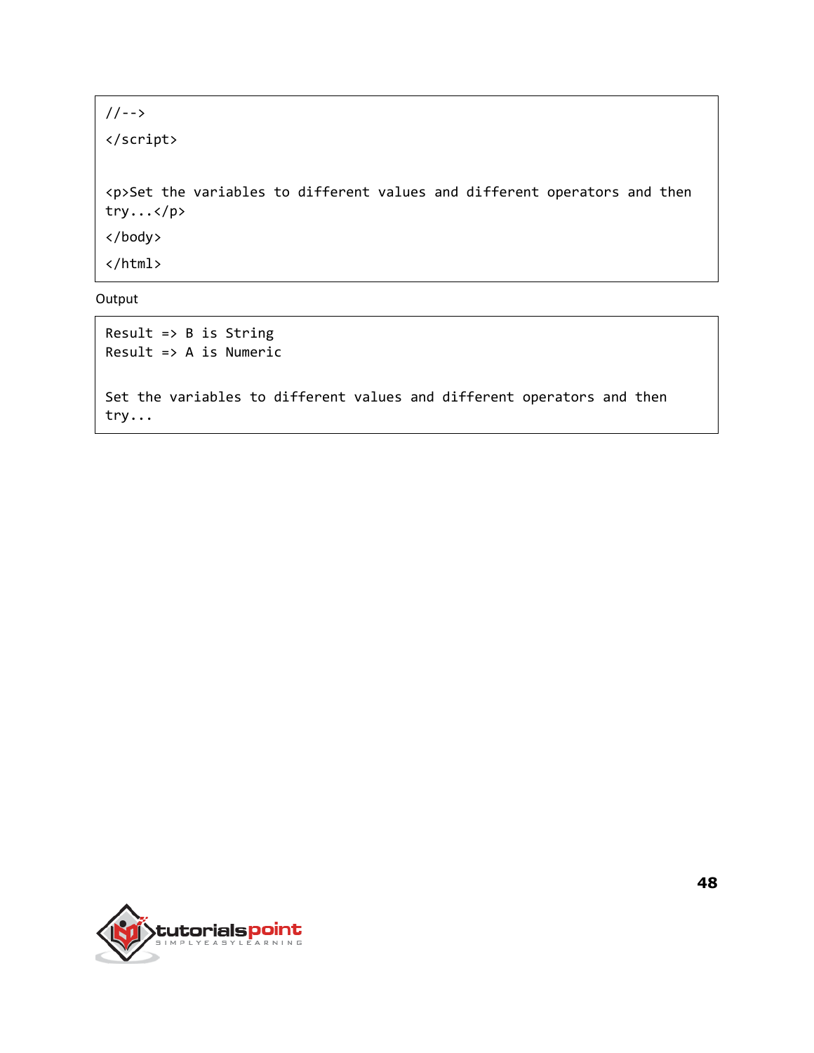```
//-->
</script>

<p>Set the variables to different values and different operators and then
try...</p>
</body>
</html>
```

Output

```
Result => B is String
Result => A is Numeric

Set the variables to different values and different operators and then
try...
```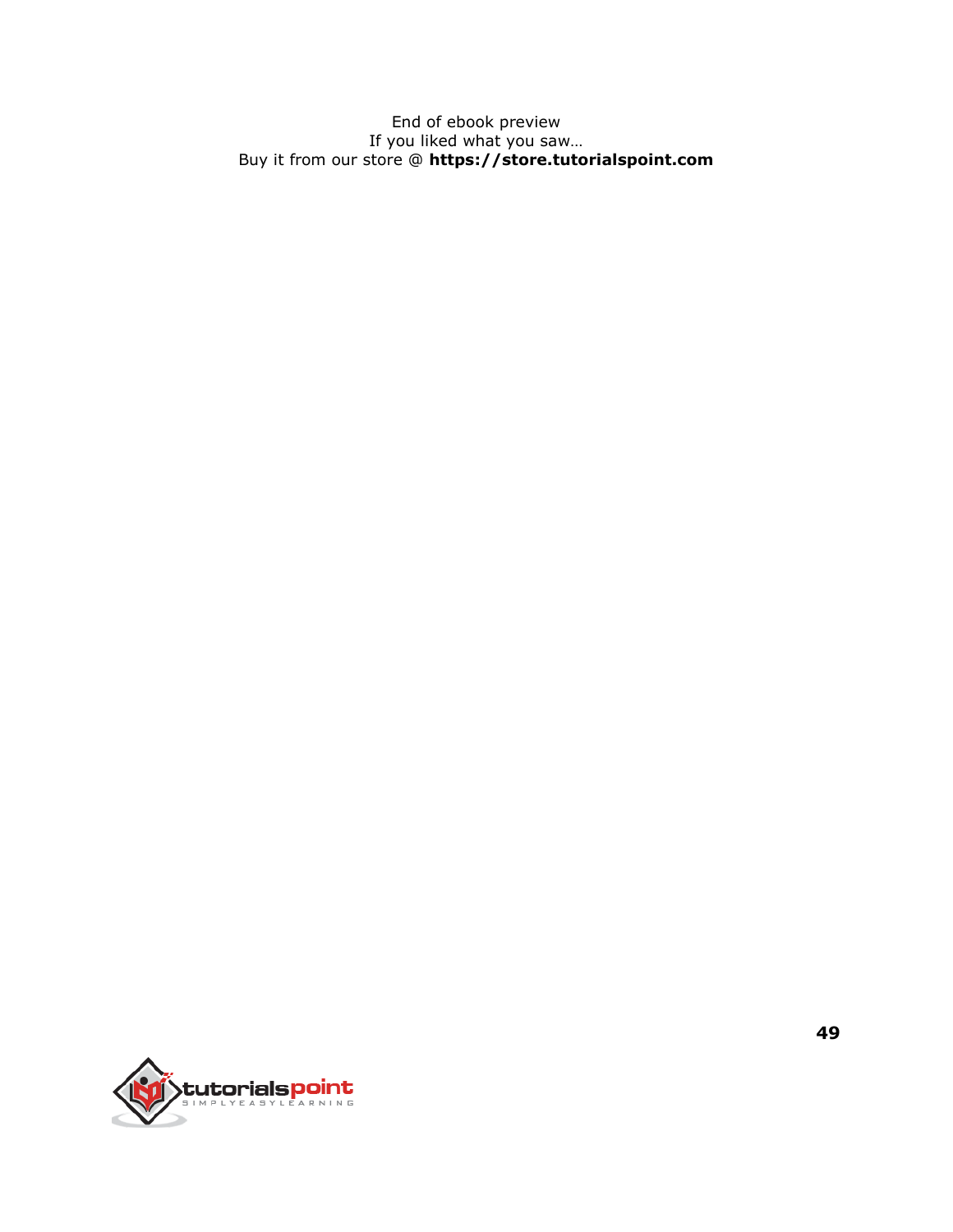End of ebook preview
If you liked what you saw…
Buy it from our store @ **https://store.tutorialspoint.com**